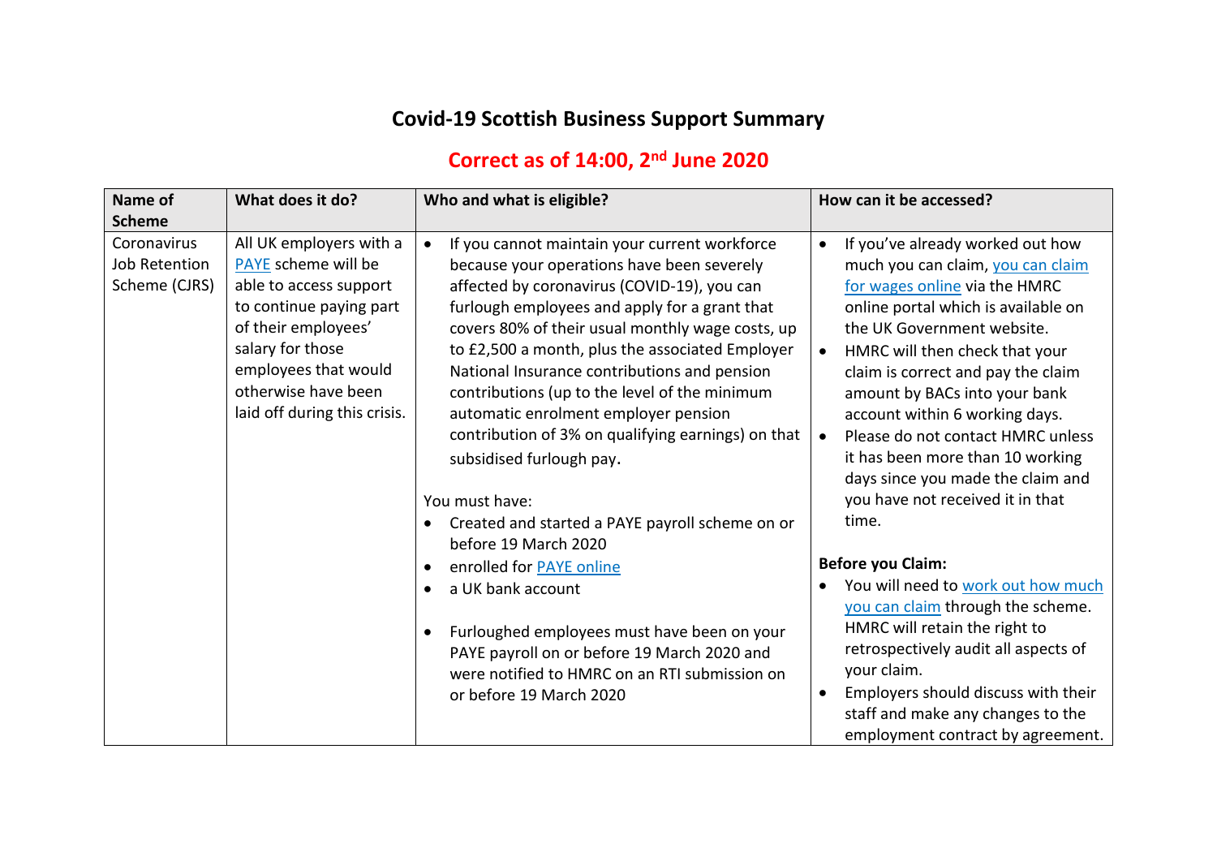# Covid-19 Scottish Business Support Summary

## Correct as of 14:00, 2nd June 2020

| Name of Scheme | What does it do? | Who and what is eligible? | How can it be accessed? |
|---|---|---|---|
| Coronavirus Job Retention Scheme (CJRS) | All UK employers with a PAYE scheme will be able to access support to continue paying part of their employees' salary for those employees that would otherwise have been laid off during this crisis. | <ul><li>If you cannot maintain your current workforce because your operations have been severely affected by coronavirus (COVID-19), you can furlough employees and apply for a grant that covers 80% of their usual monthly wage costs, up to £2,500 a month, plus the associated Employer National Insurance contributions and pension contributions (up to the level of the minimum automatic enrolment employer pension contribution of 3% on qualifying earnings) on that subsidised furlough pay.</li></ul>You must have:<ul><li>Created and started a PAYE payroll scheme on or before 19 March 2020</li><li>enrolled for PAYE online</li><li>a UK bank account</li></ul><ul><li>Furloughed employees must have been on your PAYE payroll on or before 19 March 2020 and were notified to HMRC on an RTI submission on or before 19 March 2020</li></ul> | <ul><li>If you've already worked out how much you can claim, you can claim for wages online via the HMRC online portal which is available on the UK Government website.</li><li>HMRC will then check that your claim is correct and pay the claim amount by BACs into your bank account within 6 working days.</li><li>Please do not contact HMRC unless it has been more than 10 working days since you made the claim and you have not received it in that time.</li></ul>**Before you Claim:**<ul><li>You will need to work out how much you can claim through the scheme. HMRC will retain the right to retrospectively audit all aspects of your claim.</li><li>Employers should discuss with their staff and make any changes to the employment contract by agreement.</li></ul> |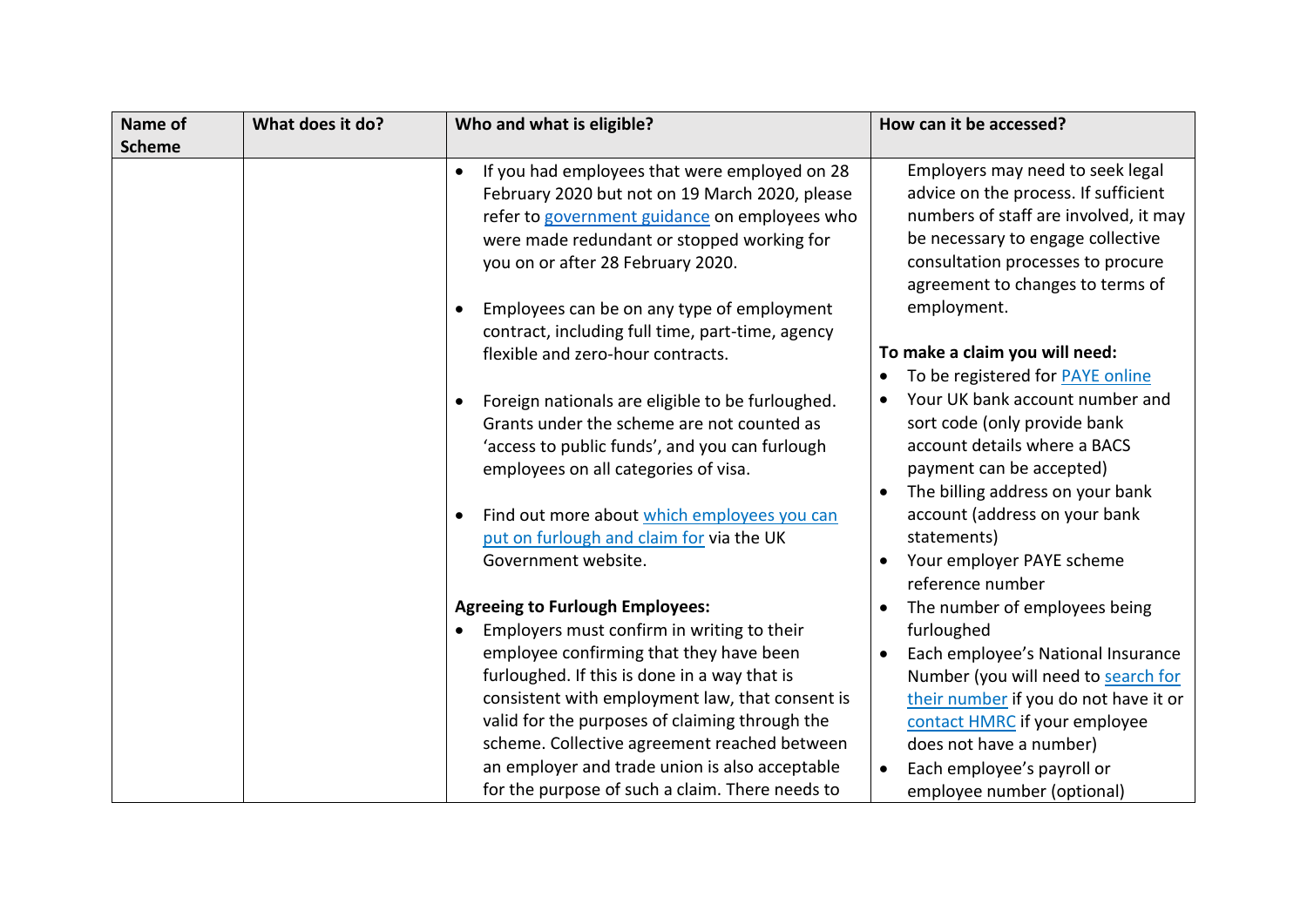| Name of Scheme | What does it do? | Who and what is eligible? | How can it be accessed? |
|---|---|---|---|
| | | • If you had employees that were employed on 28 February 2020 but not on 19 March 2020, please refer to [government guidance](#) on employees who were made redundant or stopped working for you on or after 28 February 2020.<br><br>• Employees can be on any type of employment contract, including full time, part-time, agency flexible and zero-hour contracts.<br><br>• Foreign nationals are eligible to be furloughed. Grants under the scheme are not counted as 'access to public funds', and you can furlough employees on all categories of visa.<br><br>• Find out more about [which employees you can put on furlough and claim for](#) via the UK Government website.<br><br>**Agreeing to Furlough Employees:**<br>• Employers must confirm in writing to their employee confirming that they have been furloughed. If this is done in a way that is consistent with employment law, that consent is valid for the purposes of claiming through the scheme. Collective agreement reached between an employer and trade union is also acceptable for the purpose of such a claim. There needs to | Employers may need to seek legal advice on the process. If sufficient numbers of staff are involved, it may be necessary to engage collective consultation processes to procure agreement to changes to terms of employment.<br><br>**To make a claim you will need:**<br>• To be registered for [PAYE online](#)<br>• Your UK bank account number and sort code (only provide bank account details where a BACS payment can be accepted)<br>• The billing address on your bank account (address on your bank statements)<br>• Your employer PAYE scheme reference number<br>• The number of employees being furloughed<br>• Each employee's National Insurance Number (you will need to [search for their number](#) if you do not have it or [contact HMRC](#) if your employee does not have a number)<br>• Each employee's payroll or employee number (optional) |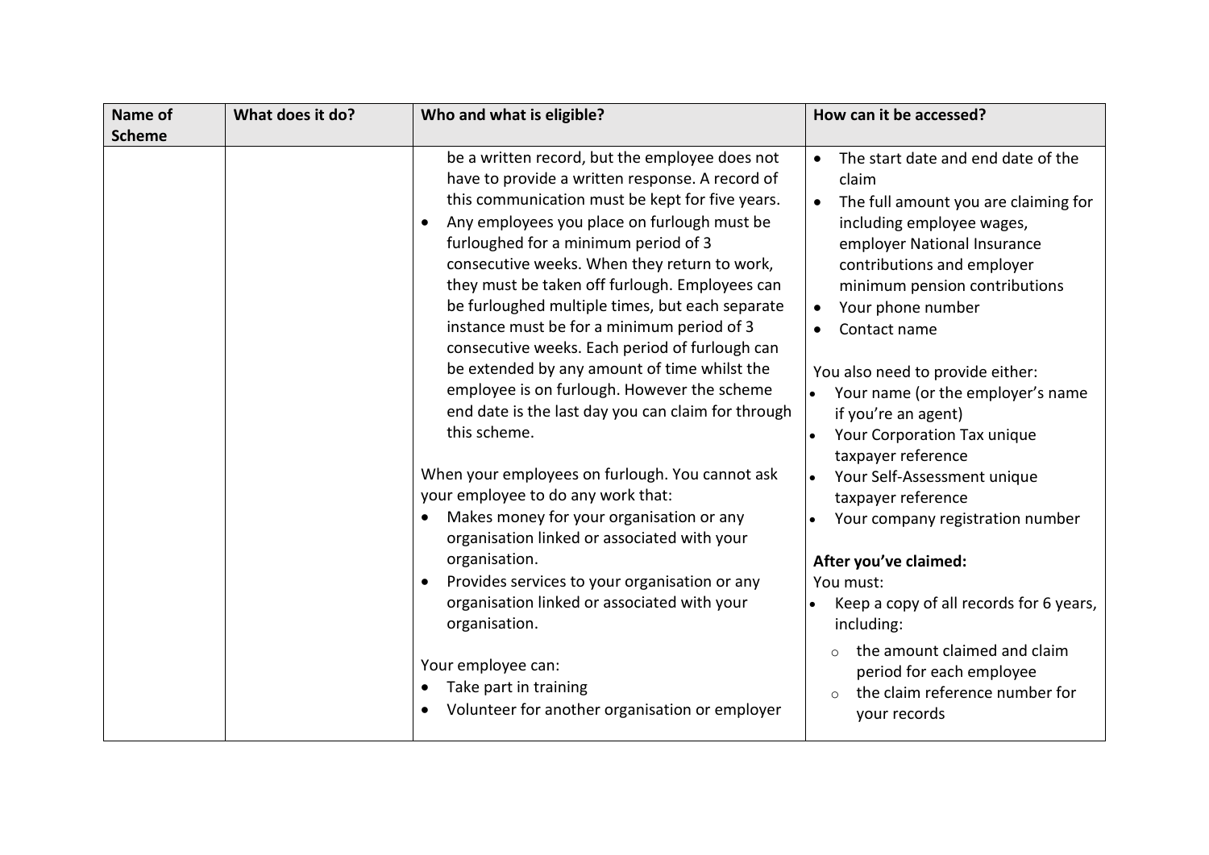| Name of Scheme | What does it do? | Who and what is eligible? | How can it be accessed? |
| --- | --- | --- | --- |
| | | be a written record, but the employee does not have to provide a written response. A record of this communication must be kept for five years.<br>• Any employees you place on furlough must be furloughed for a minimum period of 3 consecutive weeks. When they return to work, they must be taken off furlough. Employees can be furloughed multiple times, but each separate instance must be for a minimum period of 3 consecutive weeks. Each period of furlough can be extended by any amount of time whilst the employee is on furlough. However the scheme end date is the last day you can claim for through this scheme.<br><br>When your employees on furlough. You cannot ask your employee to do any work that:<br>• Makes money for your organisation or any organisation linked or associated with your organisation.<br>• Provides services to your organisation or any organisation linked or associated with your organisation.<br><br>Your employee can:<br>• Take part in training<br>• Volunteer for another organisation or employer | • The start date and end date of the claim<br>• The full amount you are claiming for including employee wages, employer National Insurance contributions and employer minimum pension contributions<br>• Your phone number<br>• Contact name<br><br>You also need to provide either:<br>• Your name (or the employer's name if you're an agent)<br>• Your Corporation Tax unique taxpayer reference<br>• Your Self-Assessment unique taxpayer reference<br>• Your company registration number<br><br>**After you've claimed:**<br>You must:<br>• Keep a copy of all records for 6 years, including:<br>&nbsp;&nbsp;○ the amount claimed and claim period for each employee<br>&nbsp;&nbsp;○ the claim reference number for your records |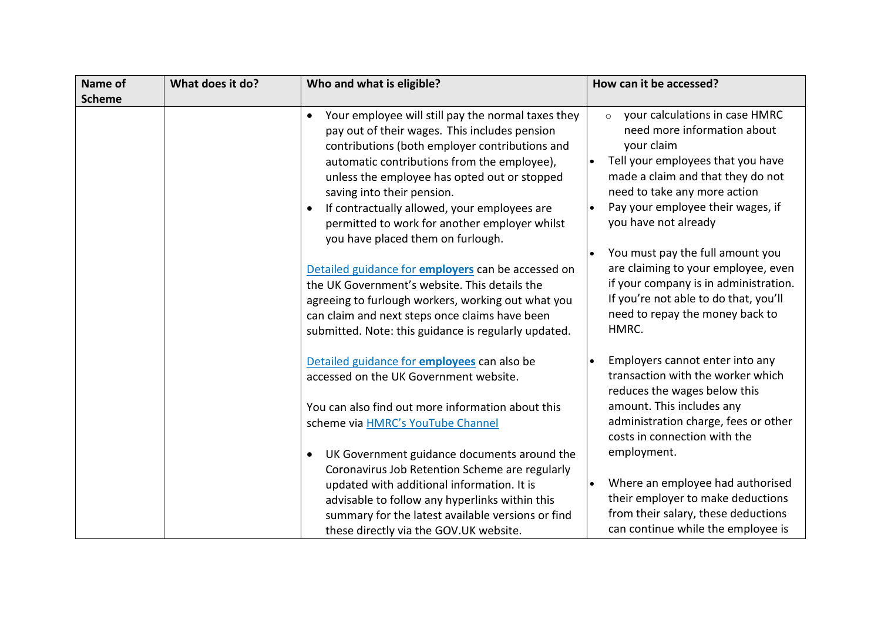| Name of Scheme | What does it do? | Who and what is eligible? | How can it be accessed? |
|---|---|---|---|
| | | • Your employee will still pay the normal taxes they pay out of their wages. This includes pension contributions (both employer contributions and automatic contributions from the employee), unless the employee has opted out or stopped saving into their pension.<br>• If contractually allowed, your employees are permitted to work for another employer whilst you have placed them on furlough.<br><br>Detailed guidance for **employers** can be accessed on the UK Government's website. This details the agreeing to furlough workers, working out what you can claim and next steps once claims have been submitted. Note: this guidance is regularly updated.<br><br>Detailed guidance for **employees** can also be accessed on the UK Government website.<br><br>You can also find out more information about this scheme via HMRC's YouTube Channel<br><br>• UK Government guidance documents around the Coronavirus Job Retention Scheme are regularly updated with additional information. It is advisable to follow any hyperlinks within this summary for the latest available versions or find these directly via the GOV.UK website. | ○ your calculations in case HMRC need more information about your claim<br>• Tell your employees that you have made a claim and that they do not need to take any more action<br>• Pay your employee their wages, if you have not already<br><br>• You must pay the full amount you are claiming to your employee, even if your company is in administration. If you're not able to do that, you'll need to repay the money back to HMRC.<br><br>• Employers cannot enter into any transaction with the worker which reduces the wages below this amount. This includes any administration charge, fees or other costs in connection with the employment.<br><br>• Where an employee had authorised their employer to make deductions from their salary, these deductions can continue while the employee is |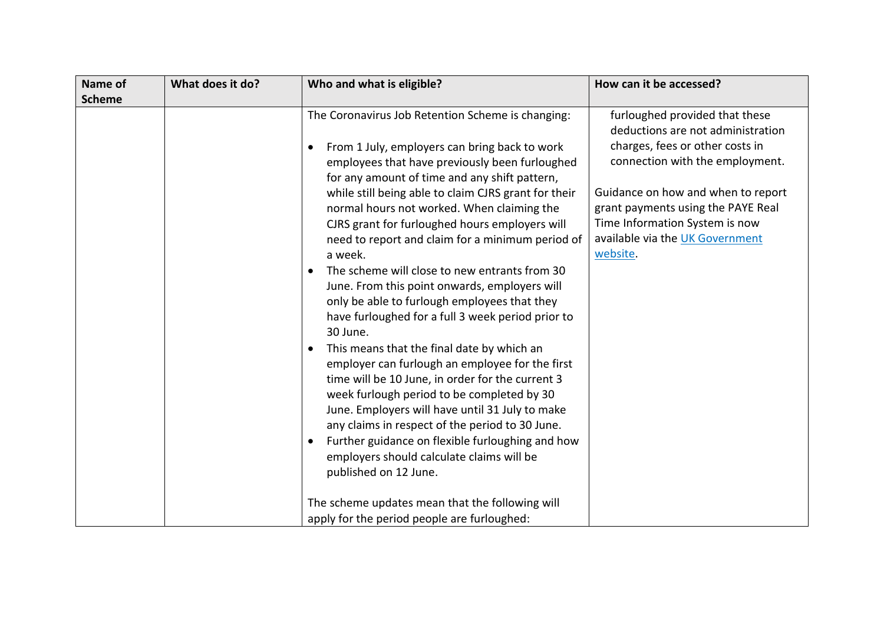| Name of Scheme | What does it do? | Who and what is eligible? | How can it be accessed? |
|---|---|---|---|
| | | The Coronavirus Job Retention Scheme is changing:<br><br>• From 1 July, employers can bring back to work employees that have previously been furloughed for any amount of time and any shift pattern, while still being able to claim CJRS grant for their normal hours not worked. When claiming the CJRS grant for furloughed hours employers will need to report and claim for a minimum period of a week.<br>• The scheme will close to new entrants from 30 June. From this point onwards, employers will only be able to furlough employees that they have furloughed for a full 3 week period prior to 30 June.<br>• This means that the final date by which an employer can furlough an employee for the first time will be 10 June, in order for the current 3 week furlough period to be completed by 30 June. Employers will have until 31 July to make any claims in respect of the period to 30 June.<br>• Further guidance on flexible furloughing and how employers should calculate claims will be published on 12 June.<br><br>The scheme updates mean that the following will apply for the period people are furloughed: | furloughed provided that these deductions are not administration charges, fees or other costs in connection with the employment.<br><br>Guidance on how and when to report grant payments using the PAYE Real Time Information System is now available via the [UK Government website](). |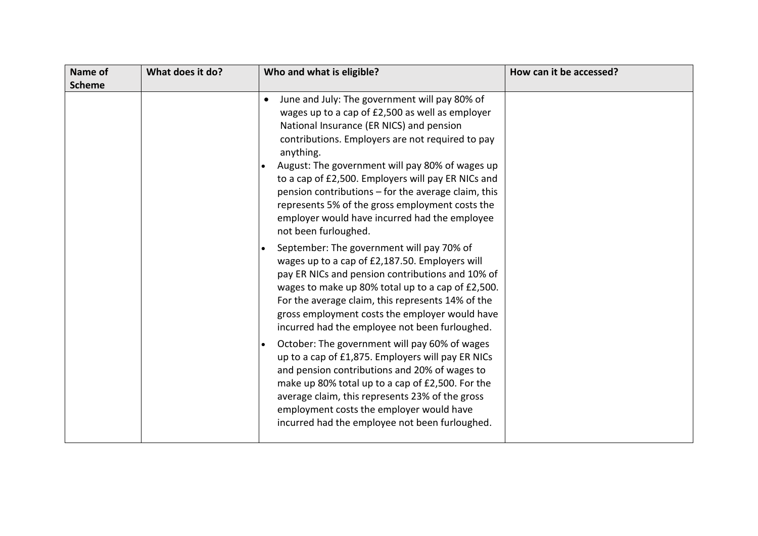| Name of Scheme | What does it do? | Who and what is eligible? | How can it be accessed? |
|---|---|---|---|
| | | <ul><li>June and July: The government will pay 80% of wages up to a cap of £2,500 as well as employer National Insurance (ER NICS) and pension contributions. Employers are not required to pay anything.</li><li>August: The government will pay 80% of wages up to a cap of £2,500. Employers will pay ER NICs and pension contributions – for the average claim, this represents 5% of the gross employment costs the employer would have incurred had the employee not been furloughed.</li><li>September: The government will pay 70% of wages up to a cap of £2,187.50. Employers will pay ER NICs and pension contributions and 10% of wages to make up 80% total up to a cap of £2,500. For the average claim, this represents 14% of the gross employment costs the employer would have incurred had the employee not been furloughed.</li><li>October: The government will pay 60% of wages up to a cap of £1,875. Employers will pay ER NICs and pension contributions and 20% of wages to make up 80% total up to a cap of £2,500. For the average claim, this represents 23% of the gross employment costs the employer would have incurred had the employee not been furloughed.</li></ul> | |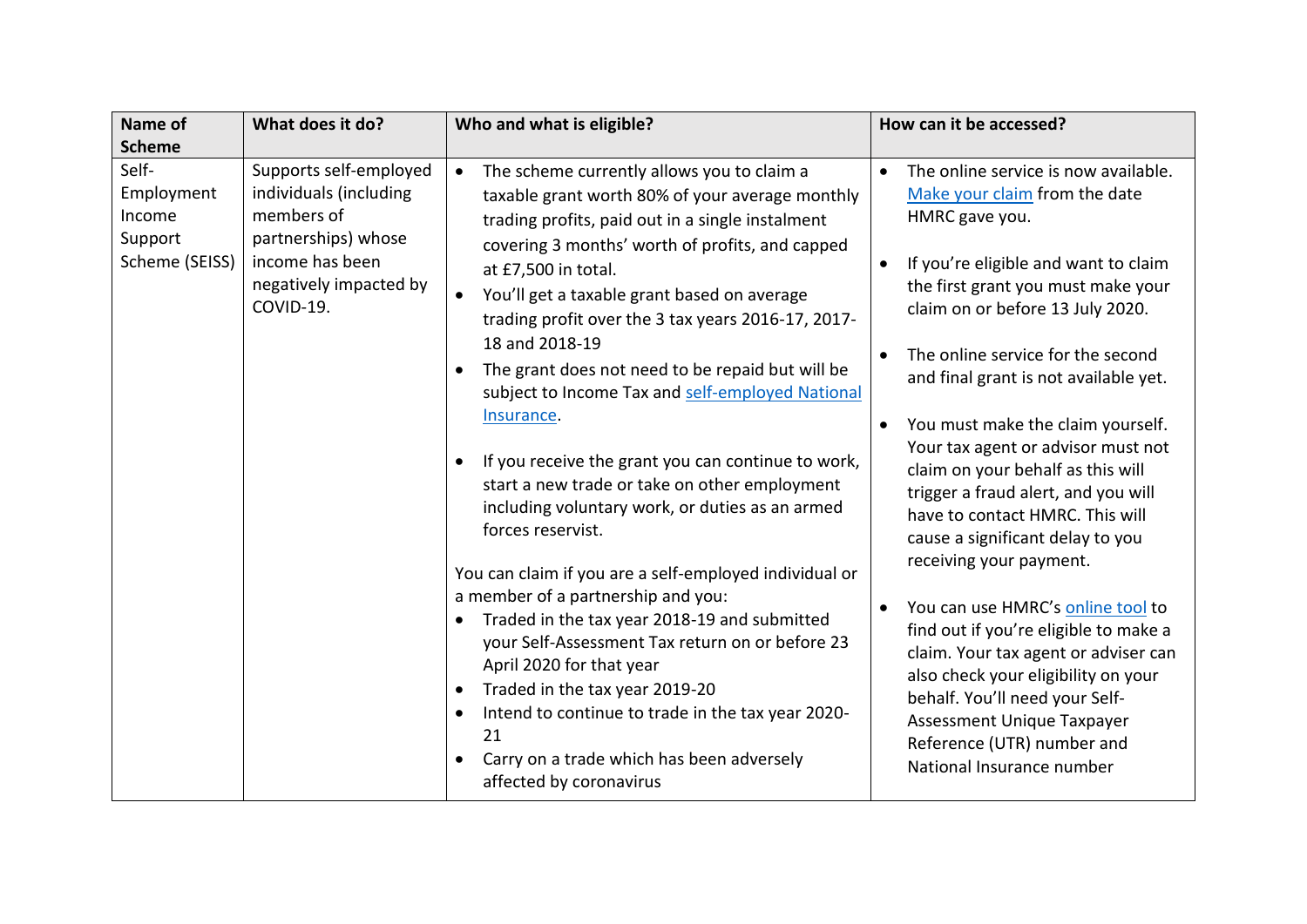| Name of Scheme | What does it do? | Who and what is eligible? | How can it be accessed? |
|---|---|---|---|
| Self-Employment Income Support Scheme (SEISS) | Supports self-employed individuals (including members of partnerships) whose income has been negatively impacted by COVID-19. | <ul><li>The scheme currently allows you to claim a taxable grant worth 80% of your average monthly trading profits, paid out in a single instalment covering 3 months' worth of profits, and capped at £7,500 in total.</li><li>You'll get a taxable grant based on average trading profit over the 3 tax years 2016-17, 2017-18 and 2018-19</li><li>The grant does not need to be repaid but will be subject to Income Tax and self-employed National Insurance.</li><li>If you receive the grant you can continue to work, start a new trade or take on other employment including voluntary work, or duties as an armed forces reservist.</li></ul>You can claim if you are a self-employed individual or a member of a partnership and you:<ul><li>Traded in the tax year 2018-19 and submitted your Self-Assessment Tax return on or before 23 April 2020 for that year</li><li>Traded in the tax year 2019-20</li><li>Intend to continue to trade in the tax year 2020-21</li><li>Carry on a trade which has been adversely affected by coronavirus</li></ul> | <ul><li>The online service is now available. Make your claim from the date HMRC gave you.</li><li>If you're eligible and want to claim the first grant you must make your claim on or before 13 July 2020.</li><li>The online service for the second and final grant is not available yet.</li><li>You must make the claim yourself. Your tax agent or advisor must not claim on your behalf as this will trigger a fraud alert, and you will have to contact HMRC. This will cause a significant delay to you receiving your payment.</li><li>You can use HMRC's online tool to find out if you're eligible to make a claim. Your tax agent or adviser can also check your eligibility on your behalf. You'll need your Self-Assessment Unique Taxpayer Reference (UTR) number and National Insurance number</li></ul> |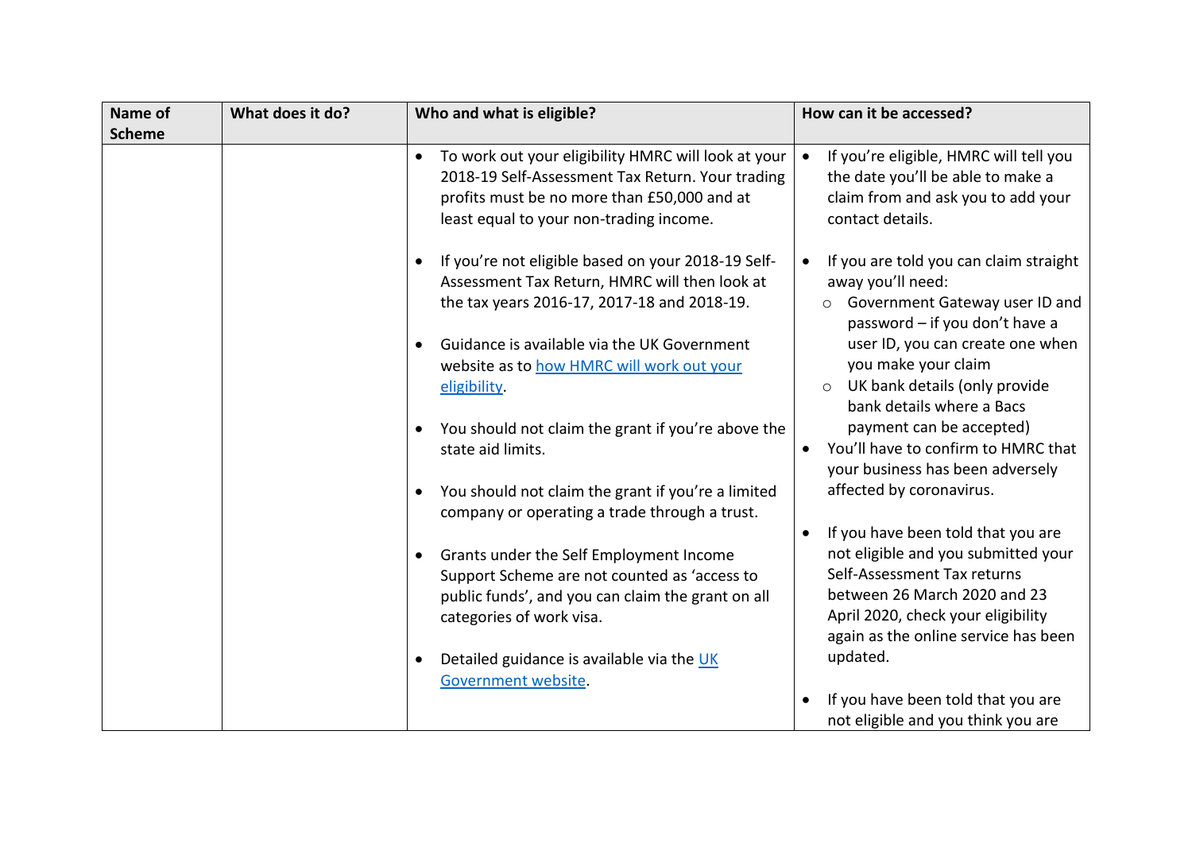| Name of Scheme | What does it do? | Who and what is eligible? | How can it be accessed? |
|---|---|---|---|
| | | • To work out your eligibility HMRC will look at your 2018-19 Self-Assessment Tax Return. Your trading profits must be no more than £50,000 and at least equal to your non-trading income.<br><br>• If you're not eligible based on your 2018-19 Self-Assessment Tax Return, HMRC will then look at the tax years 2016-17, 2017-18 and 2018-19.<br><br>• Guidance is available via the UK Government website as to [how HMRC will work out your eligibility](#).<br><br>• You should not claim the grant if you're above the state aid limits.<br><br>• You should not claim the grant if you're a limited company or operating a trade through a trust.<br><br>• Grants under the Self Employment Income Support Scheme are not counted as 'access to public funds', and you can claim the grant on all categories of work visa.<br><br>• Detailed guidance is available via the [UK Government website](#). | • If you're eligible, HMRC will tell you the date you'll be able to make a claim from and ask you to add your contact details.<br><br>• If you are told you can claim straight away you'll need:<br>&nbsp;&nbsp;○ Government Gateway user ID and password – if you don't have a user ID, you can create one when you make your claim<br>&nbsp;&nbsp;○ UK bank details (only provide bank details where a Bacs payment can be accepted)<br>• You'll have to confirm to HMRC that your business has been adversely affected by coronavirus.<br><br>• If you have been told that you are not eligible and you submitted your Self-Assessment Tax returns between 26 March 2020 and 23 April 2020, check your eligibility again as the online service has been updated.<br><br>• If you have been told that you are not eligible and you think you are |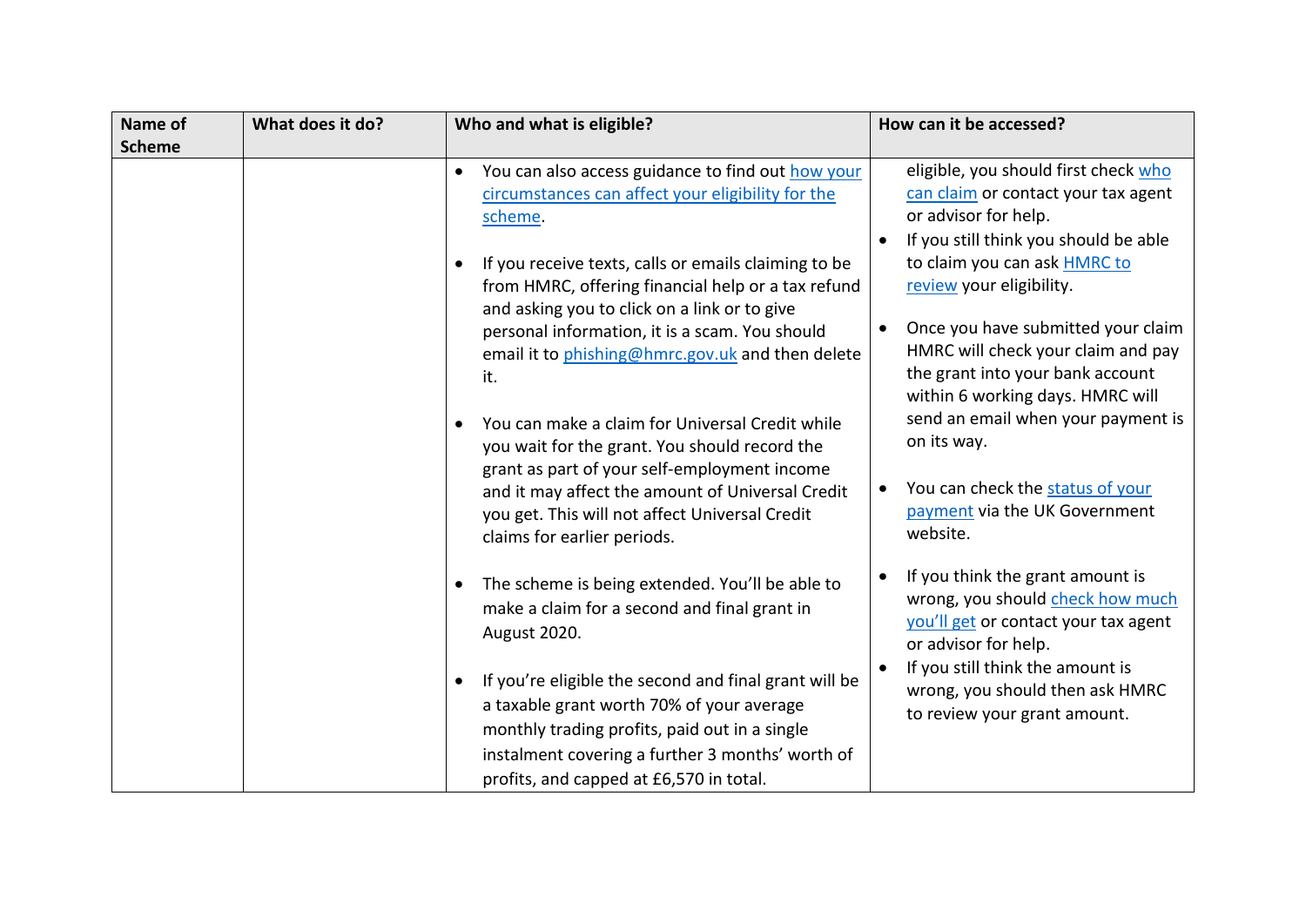| Name of Scheme | What does it do? | Who and what is eligible? | How can it be accessed? |
|---|---|---|---|
| | | • You can also access guidance to find out how your circumstances can affect your eligibility for the scheme.<br><br>• If you receive texts, calls or emails claiming to be from HMRC, offering financial help or a tax refund and asking you to click on a link or to give personal information, it is a scam. You should email it to phishing@hmrc.gov.uk and then delete it.<br><br>• You can make a claim for Universal Credit while you wait for the grant. You should record the grant as part of your self-employment income and it may affect the amount of Universal Credit you get. This will not affect Universal Credit claims for earlier periods.<br><br>• The scheme is being extended. You'll be able to make a claim for a second and final grant in August 2020.<br><br>• If you're eligible the second and final grant will be a taxable grant worth 70% of your average monthly trading profits, paid out in a single instalment covering a further 3 months' worth of profits, and capped at £6,570 in total. | eligible, you should first check who can claim or contact your tax agent or advisor for help.<br>• If you still think you should be able to claim you can ask HMRC to review your eligibility.<br><br>• Once you have submitted your claim HMRC will check your claim and pay the grant into your bank account within 6 working days. HMRC will send an email when your payment is on its way.<br><br>• You can check the status of your payment via the UK Government website.<br><br>• If you think the grant amount is wrong, you should check how much you'll get or contact your tax agent or advisor for help.<br>• If you still think the amount is wrong, you should then ask HMRC to review your grant amount. |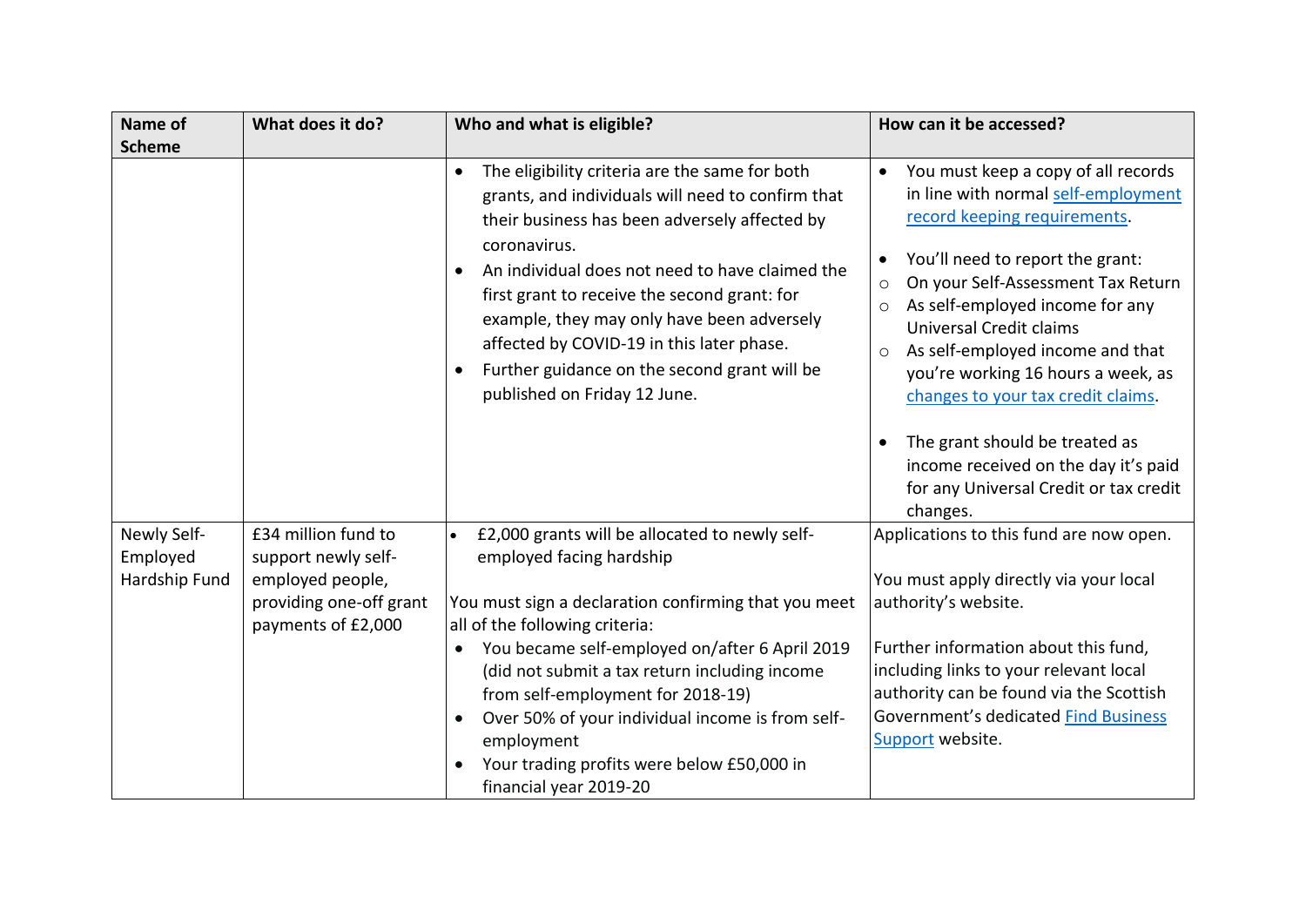| Name of Scheme | What does it do? | Who and what is eligible? | How can it be accessed? |
| --- | --- | --- | --- |
| | | • The eligibility criteria are the same for both grants, and individuals will need to confirm that their business has been adversely affected by coronavirus.<br>• An individual does not need to have claimed the first grant to receive the second grant: for example, they may only have been adversely affected by COVID-19 in this later phase.<br>• Further guidance on the second grant will be published on Friday 12 June. | • You must keep a copy of all records in line with normal self-employment record keeping requirements.<br>• You'll need to report the grant:<br>○ On your Self-Assessment Tax Return<br>○ As self-employed income for any Universal Credit claims<br>○ As self-employed income and that you're working 16 hours a week, as changes to your tax credit claims.<br>• The grant should be treated as income received on the day it's paid for any Universal Credit or tax credit changes. |
| Newly Self-Employed Hardship Fund | £34 million fund to support newly self-employed people, providing one-off grant payments of £2,000 | • £2,000 grants will be allocated to newly self-employed facing hardship<br><br>You must sign a declaration confirming that you meet all of the following criteria:<br>• You became self-employed on/after 6 April 2019 (did not submit a tax return including income from self-employment for 2018-19)<br>• Over 50% of your individual income is from self-employment<br>• Your trading profits were below £50,000 in financial year 2019-20 | Applications to this fund are now open.<br><br>You must apply directly via your local authority's website.<br><br>Further information about this fund, including links to your relevant local authority can be found via the Scottish Government's dedicated Find Business Support website. |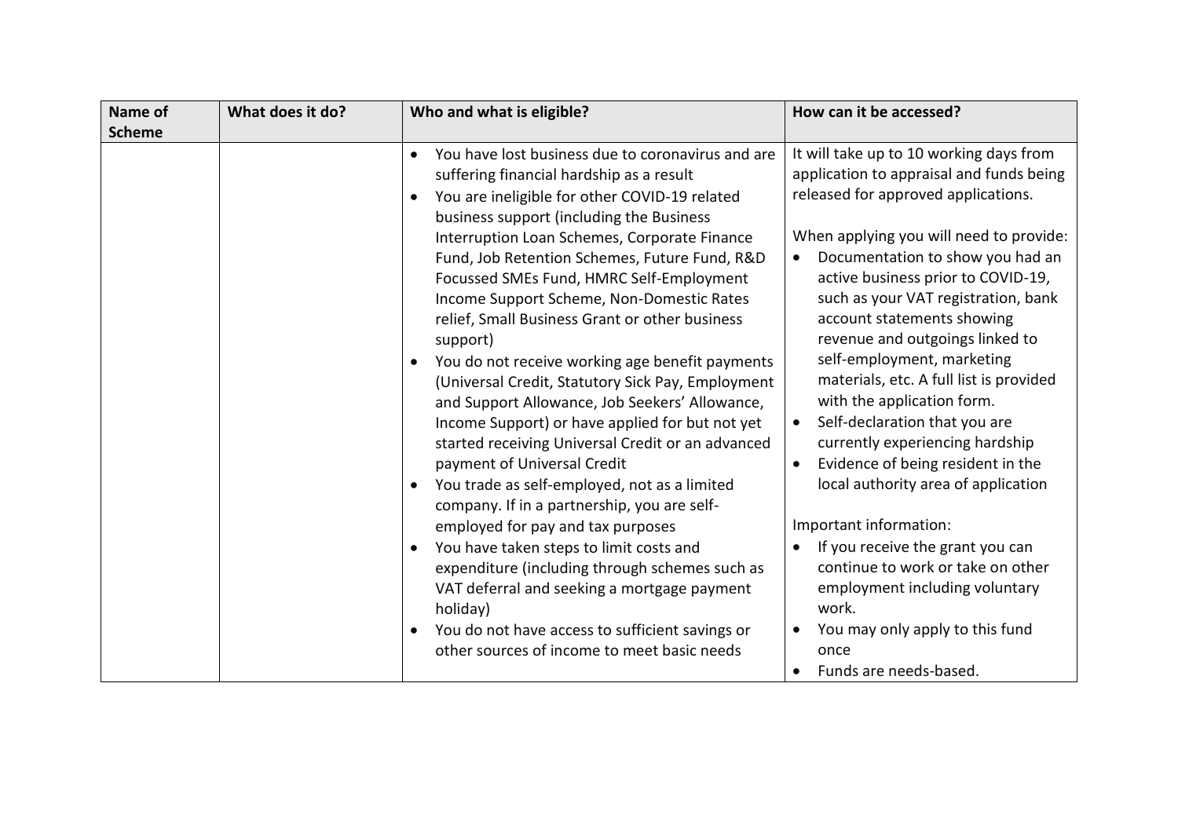| Name of Scheme | What does it do? | Who and what is eligible? | How can it be accessed? |
|---|---|---|---|
| | | • You have lost business due to coronavirus and are suffering financial hardship as a result<br>• You are ineligible for other COVID-19 related business support (including the Business Interruption Loan Schemes, Corporate Finance Fund, Job Retention Schemes, Future Fund, R&D Focussed SMEs Fund, HMRC Self-Employment Income Support Scheme, Non-Domestic Rates relief, Small Business Grant or other business support)<br>• You do not receive working age benefit payments (Universal Credit, Statutory Sick Pay, Employment and Support Allowance, Job Seekers' Allowance, Income Support) or have applied for but not yet started receiving Universal Credit or an advanced payment of Universal Credit<br>• You trade as self-employed, not as a limited company. If in a partnership, you are self-employed for pay and tax purposes<br>• You have taken steps to limit costs and expenditure (including through schemes such as VAT deferral and seeking a mortgage payment holiday)<br>• You do not have access to sufficient savings or other sources of income to meet basic needs | It will take up to 10 working days from application to appraisal and funds being released for approved applications.<br><br>When applying you will need to provide:<br>• Documentation to show you had an active business prior to COVID-19, such as your VAT registration, bank account statements showing revenue and outgoings linked to self-employment, marketing materials, etc. A full list is provided with the application form.<br>• Self-declaration that you are currently experiencing hardship<br>• Evidence of being resident in the local authority area of application<br><br>Important information:<br>• If you receive the grant you can continue to work or take on other employment including voluntary work.<br>• You may only apply to this fund once<br>• Funds are needs-based. |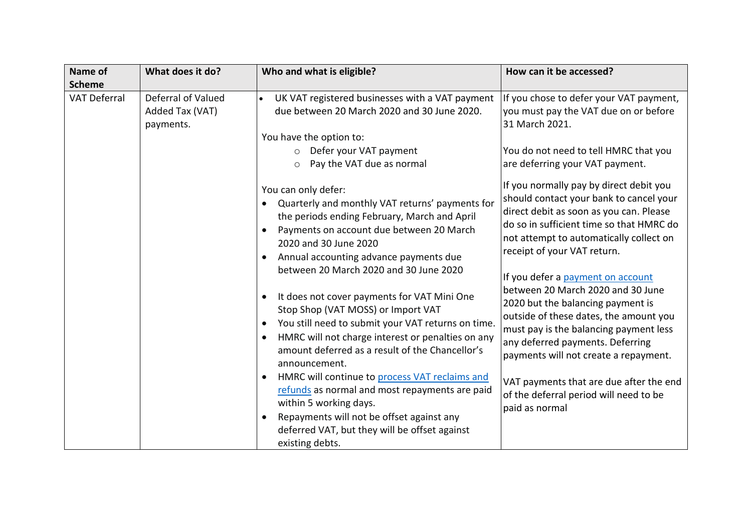| Name of Scheme | What does it do? | Who and what is eligible? | How can it be accessed? |
| --- | --- | --- | --- |
| VAT Deferral | Deferral of Valued Added Tax (VAT) payments. | • UK VAT registered businesses with a VAT payment due between 20 March 2020 and 30 June 2020.<br><br>You have the option to:<br>○ Defer your VAT payment<br>○ Pay the VAT due as normal<br><br>You can only defer:<br>• Quarterly and monthly VAT returns' payments for the periods ending February, March and April<br>• Payments on account due between 20 March 2020 and 30 June 2020<br>• Annual accounting advance payments due between 20 March 2020 and 30 June 2020<br><br>• It does not cover payments for VAT Mini One Stop Shop (VAT MOSS) or Import VAT<br>• You still need to submit your VAT returns on time.<br>• HMRC will not charge interest or penalties on any amount deferred as a result of the Chancellor's announcement.<br>• HMRC will continue to process VAT reclaims and refunds as normal and most repayments are paid within 5 working days.<br>• Repayments will not be offset against any deferred VAT, but they will be offset against existing debts. | If you chose to defer your VAT payment, you must pay the VAT due on or before 31 March 2021.<br><br>You do not need to tell HMRC that you are deferring your VAT payment.<br><br>If you normally pay by direct debit you should contact your bank to cancel your direct debit as soon as you can. Please do so in sufficient time so that HMRC do not attempt to automatically collect on receipt of your VAT return.<br><br>If you defer a payment on account between 20 March 2020 and 30 June 2020 but the balancing payment is outside of these dates, the amount you must pay is the balancing payment less any deferred payments. Deferring payments will not create a repayment.<br><br>VAT payments that are due after the end of the deferral period will need to be paid as normal |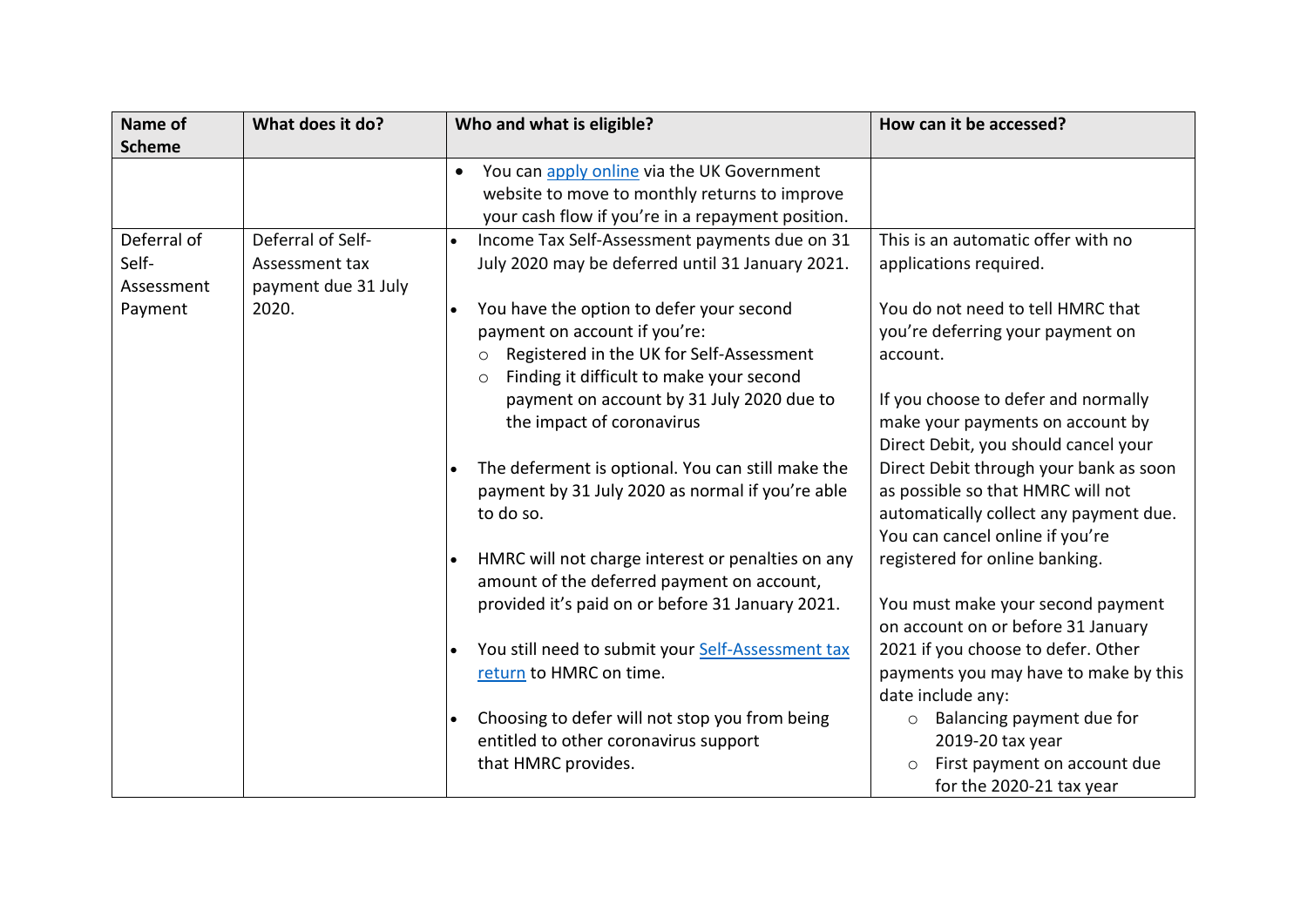| Name of Scheme | What does it do? | Who and what is eligible? | How can it be accessed? |
| --- | --- | --- | --- |
| | | • You can apply online via the UK Government website to move to monthly returns to improve your cash flow if you're in a repayment position. | |
| Deferral of Self-Assessment Payment | Deferral of Self-Assessment tax payment due 31 July 2020. | • Income Tax Self-Assessment payments due on 31 July 2020 may be deferred until 31 January 2021.<br><br>• You have the option to defer your second payment on account if you're:<br>  ○ Registered in the UK for Self-Assessment<br>  ○ Finding it difficult to make your second payment on account by 31 July 2020 due to the impact of coronavirus<br><br>• The deferment is optional. You can still make the payment by 31 July 2020 as normal if you're able to do so.<br><br>• HMRC will not charge interest or penalties on any amount of the deferred payment on account, provided it's paid on or before 31 January 2021.<br><br>• You still need to submit your Self-Assessment tax return to HMRC on time.<br><br>• Choosing to defer will not stop you from being entitled to other coronavirus support that HMRC provides. | This is an automatic offer with no applications required.<br><br>You do not need to tell HMRC that you're deferring your payment on account.<br><br>If you choose to defer and normally make your payments on account by Direct Debit, you should cancel your Direct Debit through your bank as soon as possible so that HMRC will not automatically collect any payment due. You can cancel online if you're registered for online banking.<br><br>You must make your second payment on account on or before 31 January 2021 if you choose to defer. Other payments you may have to make by this date include any:<br>  ○ Balancing payment due for 2019-20 tax year<br>  ○ First payment on account due for the 2020-21 tax year |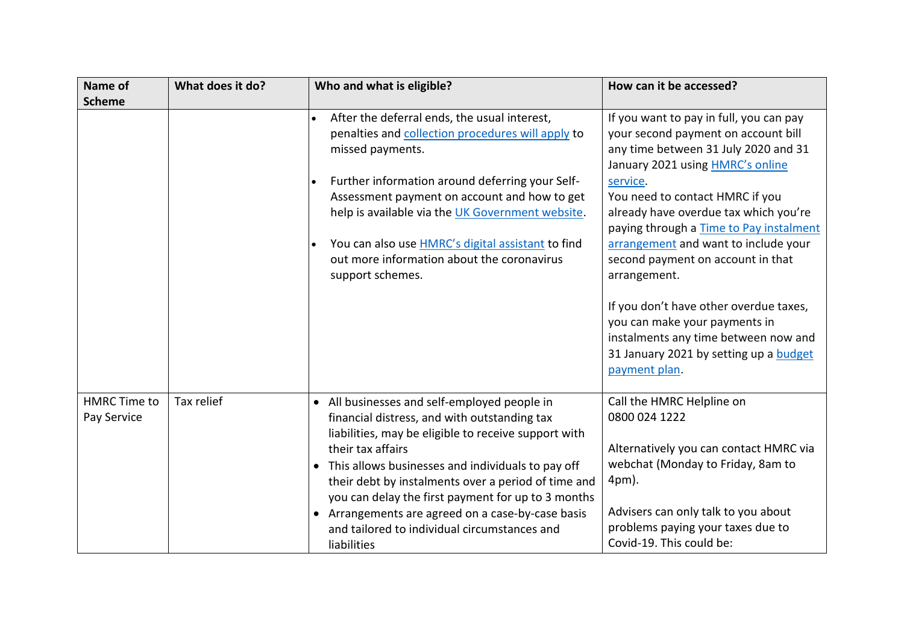| Name of Scheme | What does it do? | Who and what is eligible? | How can it be accessed? |
|---|---|---|---|
| | | • After the deferral ends, the usual interest, penalties and collection procedures will apply to missed payments.<br><br>• Further information around deferring your Self-Assessment payment on account and how to get help is available via the UK Government website.<br><br>• You can also use HMRC's digital assistant to find out more information about the coronavirus support schemes. | If you want to pay in full, you can pay your second payment on account bill any time between 31 July 2020 and 31 January 2021 using HMRC's online service.<br>You need to contact HMRC if you already have overdue tax which you're paying through a Time to Pay instalment arrangement and want to include your second payment on account in that arrangement.<br><br>If you don't have other overdue taxes, you can make your payments in instalments any time between now and 31 January 2021 by setting up a budget payment plan. |
| HMRC Time to Pay Service | Tax relief | • All businesses and self-employed people in financial distress, and with outstanding tax liabilities, may be eligible to receive support with their tax affairs<br>• This allows businesses and individuals to pay off their debt by instalments over a period of time and you can delay the first payment for up to 3 months<br>• Arrangements are agreed on a case-by-case basis and tailored to individual circumstances and liabilities | Call the HMRC Helpline on 0800 024 1222<br><br>Alternatively you can contact HMRC via webchat (Monday to Friday, 8am to 4pm).<br><br>Advisers can only talk to you about problems paying your taxes due to Covid-19. This could be: |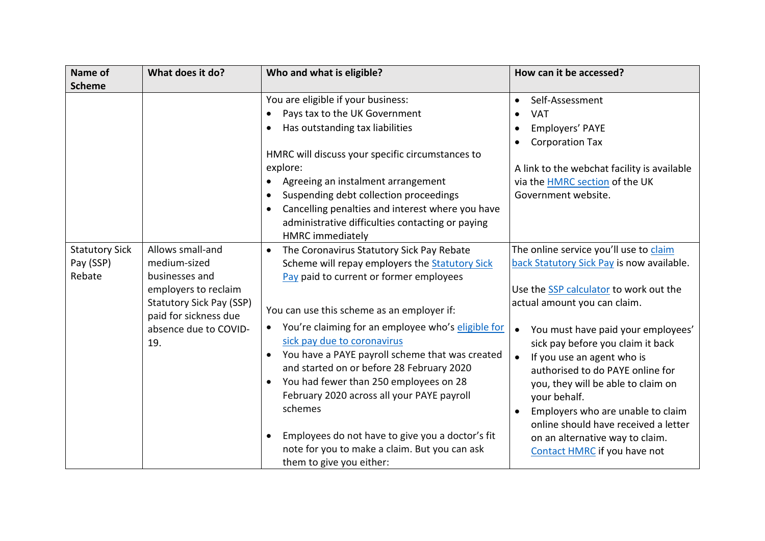| Name of Scheme | What does it do? | Who and what is eligible? | How can it be accessed? |
|---|---|---|---|
| | | You are eligible if your business:<br>• Pays tax to the UK Government<br>• Has outstanding tax liabilities<br><br>HMRC will discuss your specific circumstances to explore:<br>• Agreeing an instalment arrangement<br>• Suspending debt collection proceedings<br>• Cancelling penalties and interest where you have administrative difficulties contacting or paying HMRC immediately | • Self-Assessment<br>• VAT<br>• Employers' PAYE<br>• Corporation Tax<br><br>A link to the webchat facility is available via the HMRC section of the UK Government website. |
| Statutory Sick Pay (SSP) Rebate | Allows small-and medium-sized businesses and employers to reclaim Statutory Sick Pay (SSP) paid for sickness due absence due to COVID-19. | • The Coronavirus Statutory Sick Pay Rebate Scheme will repay employers the Statutory Sick Pay paid to current or former employees<br><br>You can use this scheme as an employer if:<br>• You're claiming for an employee who's eligible for sick pay due to coronavirus<br>• You have a PAYE payroll scheme that was created and started on or before 28 February 2020<br>• You had fewer than 250 employees on 28 February 2020 across all your PAYE payroll schemes<br><br>• Employees do not have to give you a doctor's fit note for you to make a claim. But you can ask them to give you either: | The online service you'll use to claim back Statutory Sick Pay is now available.<br><br>Use the SSP calculator to work out the actual amount you can claim.<br><br>• You must have paid your employees' sick pay before you claim it back<br>• If you use an agent who is authorised to do PAYE online for you, they will be able to claim on your behalf.<br>• Employers who are unable to claim online should have received a letter on an alternative way to claim. Contact HMRC if you have not |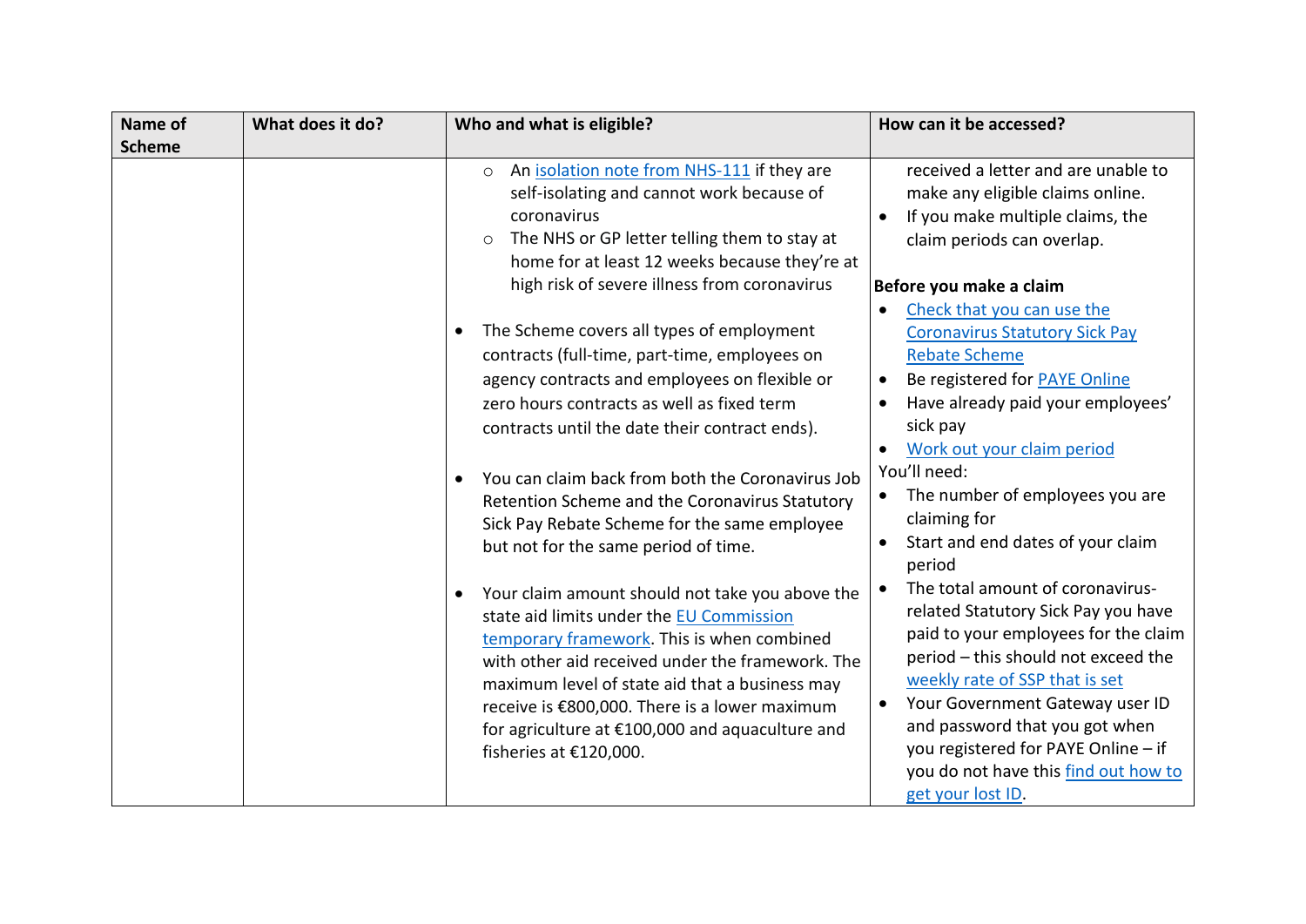| Name of Scheme | What does it do? | Who and what is eligible? | How can it be accessed? |
|---|---|---|---|
| | | ○ An isolation note from NHS-111 if they are self-isolating and cannot work because of coronavirus<br>○ The NHS or GP letter telling them to stay at home for at least 12 weeks because they're at high risk of severe illness from coronavirus<br><br>• The Scheme covers all types of employment contracts (full-time, part-time, employees on agency contracts and employees on flexible or zero hours contracts as well as fixed term contracts until the date their contract ends).<br><br>• You can claim back from both the Coronavirus Job Retention Scheme and the Coronavirus Statutory Sick Pay Rebate Scheme for the same employee but not for the same period of time.<br><br>• Your claim amount should not take you above the state aid limits under the EU Commission temporary framework. This is when combined with other aid received under the framework. The maximum level of state aid that a business may receive is €800,000. There is a lower maximum for agriculture at €100,000 and aquaculture and fisheries at €120,000. | received a letter and are unable to make any eligible claims online.<br>• If you make multiple claims, the claim periods can overlap.<br><br>**Before you make a claim**<br>• Check that you can use the Coronavirus Statutory Sick Pay Rebate Scheme<br>• Be registered for PAYE Online<br>• Have already paid your employees' sick pay<br>• Work out your claim period<br>You'll need:<br>• The number of employees you are claiming for<br>• Start and end dates of your claim period<br>• The total amount of coronavirus-related Statutory Sick Pay you have paid to your employees for the claim period – this should not exceed the weekly rate of SSP that is set<br>• Your Government Gateway user ID and password that you got when you registered for PAYE Online – if you do not have this find out how to get your lost ID. |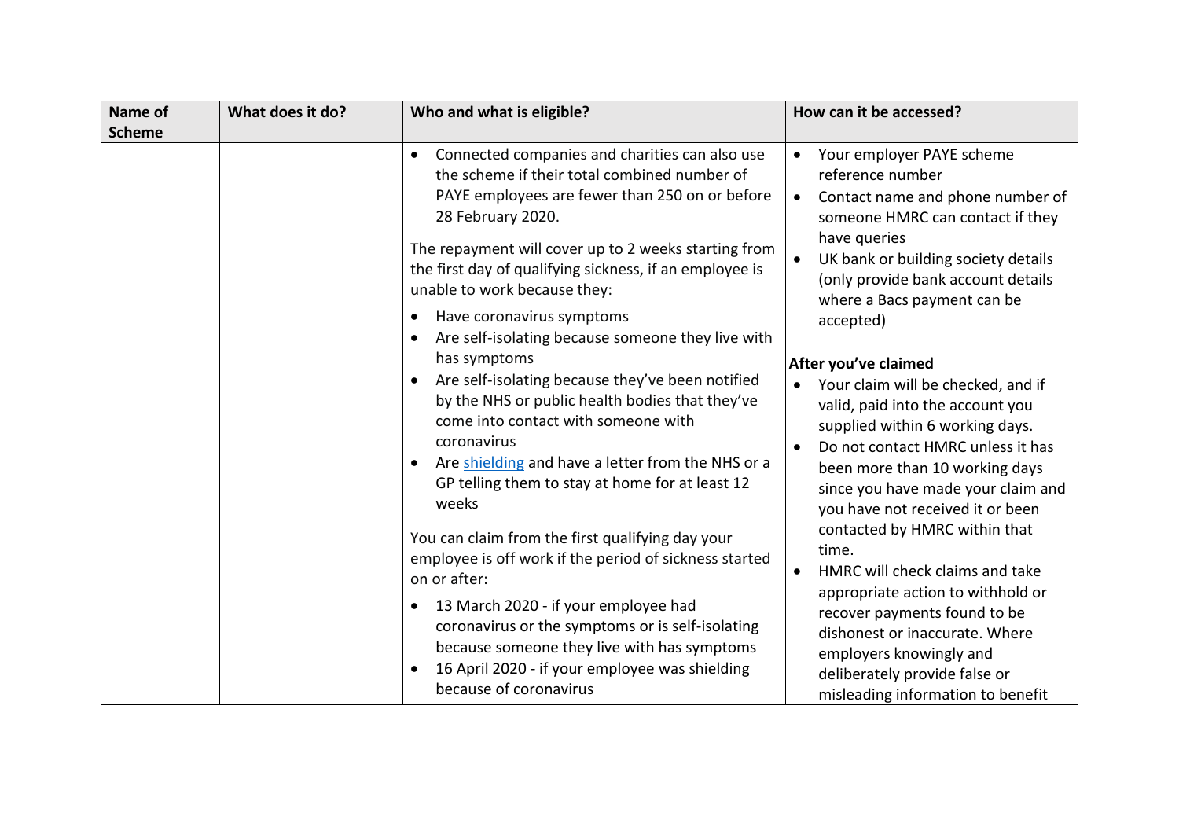| Name of Scheme | What does it do? | Who and what is eligible? | How can it be accessed? |
|---|---|---|---|
| | | • Connected companies and charities can also use the scheme if their total combined number of PAYE employees are fewer than 250 on or before 28 February 2020.<br><br>The repayment will cover up to 2 weeks starting from the first day of qualifying sickness, if an employee is unable to work because they:<br><br>• Have coronavirus symptoms<br>• Are self-isolating because someone they live with has symptoms<br>• Are self-isolating because they've been notified by the NHS or public health bodies that they've come into contact with someone with coronavirus<br>• Are [shielding](#) and have a letter from the NHS or a GP telling them to stay at home for at least 12 weeks<br><br>You can claim from the first qualifying day your employee is off work if the period of sickness started on or after:<br><br>• 13 March 2020 - if your employee had coronavirus or the symptoms or is self-isolating because someone they live with has symptoms<br>• 16 April 2020 - if your employee was shielding because of coronavirus | • Your employer PAYE scheme reference number<br>• Contact name and phone number of someone HMRC can contact if they have queries<br>• UK bank or building society details (only provide bank account details where a Bacs payment can be accepted)<br><br>**After you've claimed**<br>• Your claim will be checked, and if valid, paid into the account you supplied within 6 working days.<br>• Do not contact HMRC unless it has been more than 10 working days since you have made your claim and you have not received it or been contacted by HMRC within that time.<br>• HMRC will check claims and take appropriate action to withhold or recover payments found to be dishonest or inaccurate. Where employers knowingly and deliberately provide false or misleading information to benefit |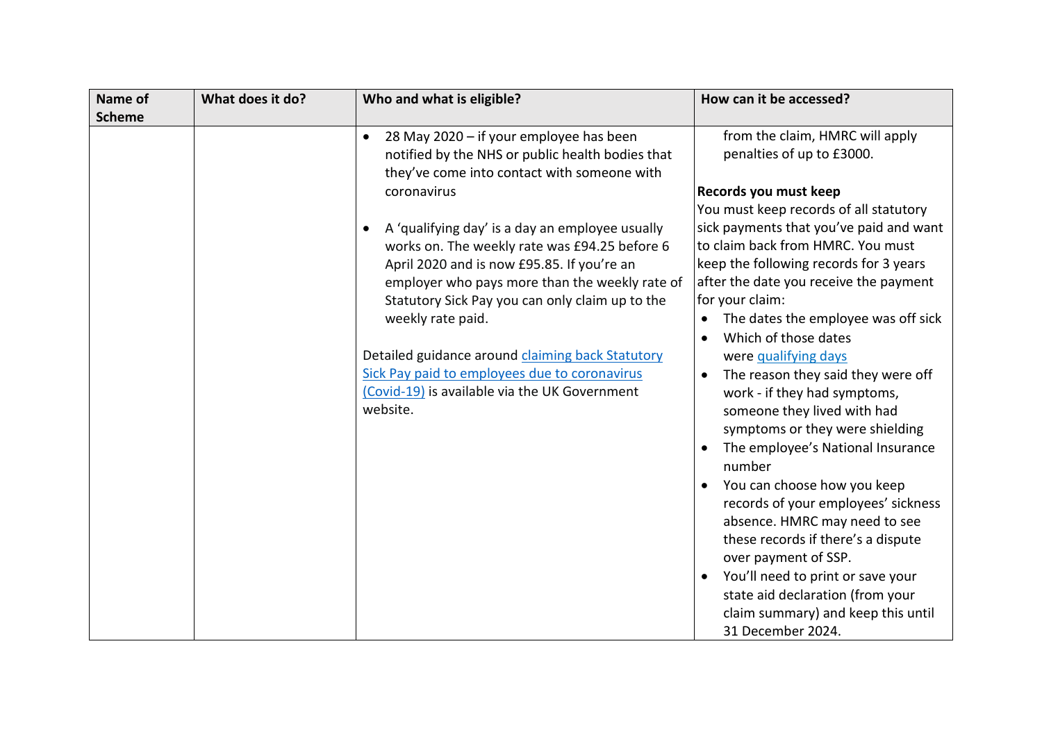| Name of Scheme | What does it do? | Who and what is eligible? | How can it be accessed? |
|---|---|---|---|
| | | • 28 May 2020 – if your employee has been notified by the NHS or public health bodies that they've come into contact with someone with coronavirus<br><br>• A 'qualifying day' is a day an employee usually works on. The weekly rate was £94.25 before 6 April 2020 and is now £95.85. If you're an employer who pays more than the weekly rate of Statutory Sick Pay you can only claim up to the weekly rate paid.<br><br>Detailed guidance around [claiming back Statutory Sick Pay paid to employees due to coronavirus (Covid-19)]() is available via the UK Government website. | from the claim, HMRC will apply penalties of up to £3000.<br><br>**Records you must keep**<br>You must keep records of all statutory sick payments that you've paid and want to claim back from HMRC. You must keep the following records for 3 years after the date you receive the payment for your claim:<br>• The dates the employee was off sick<br>• Which of those dates were [qualifying days]()<br>• The reason they said they were off work - if they had symptoms, someone they lived with had symptoms or they were shielding<br>• The employee's National Insurance number<br>• You can choose how you keep records of your employees' sickness absence. HMRC may need to see these records if there's a dispute over payment of SSP.<br>• You'll need to print or save your state aid declaration (from your claim summary) and keep this until 31 December 2024. |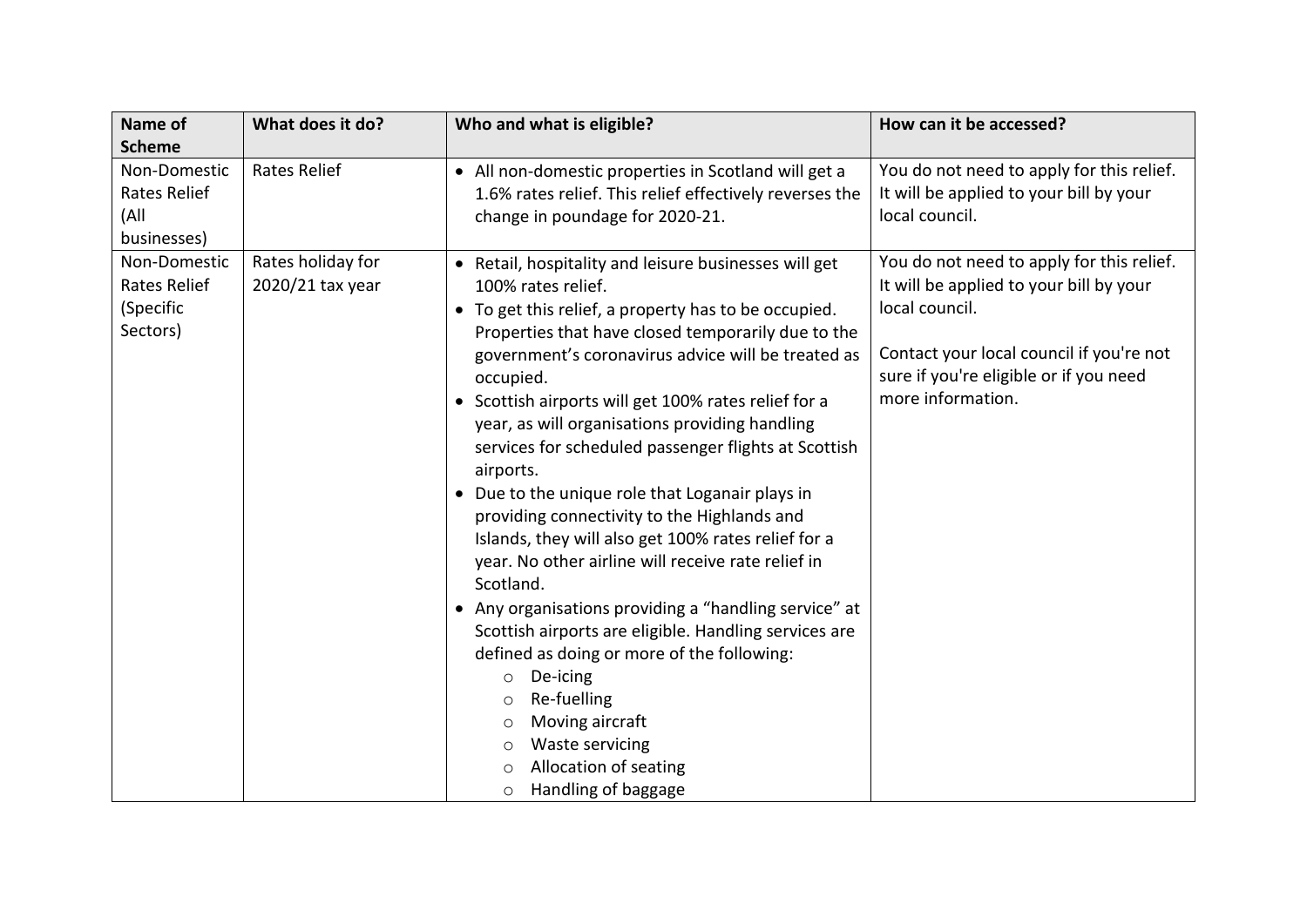| Name of Scheme | What does it do? | Who and what is eligible? | How can it be accessed? |
|---|---|---|---|
| Non-Domestic Rates Relief (All businesses) | Rates Relief | • All non-domestic properties in Scotland will get a 1.6% rates relief. This relief effectively reverses the change in poundage for 2020-21. | You do not need to apply for this relief. It will be applied to your bill by your local council. |
| Non-Domestic Rates Relief (Specific Sectors) | Rates holiday for 2020/21 tax year | • Retail, hospitality and leisure businesses will get 100% rates relief.<br>• To get this relief, a property has to be occupied. Properties that have closed temporarily due to the government's coronavirus advice will be treated as occupied.<br>• Scottish airports will get 100% rates relief for a year, as will organisations providing handling services for scheduled passenger flights at Scottish airports.<br>• Due to the unique role that Loganair plays in providing connectivity to the Highlands and Islands, they will also get 100% rates relief for a year. No other airline will receive rate relief in Scotland.<br>• Any organisations providing a "handling service" at Scottish airports are eligible. Handling services are defined as doing or more of the following:<br>  ○ De-icing<br>  ○ Re-fuelling<br>  ○ Moving aircraft<br>  ○ Waste servicing<br>  ○ Allocation of seating<br>  ○ Handling of baggage | You do not need to apply for this relief. It will be applied to your bill by your local council.<br><br>Contact your local council if you're not sure if you're eligible or if you need more information. |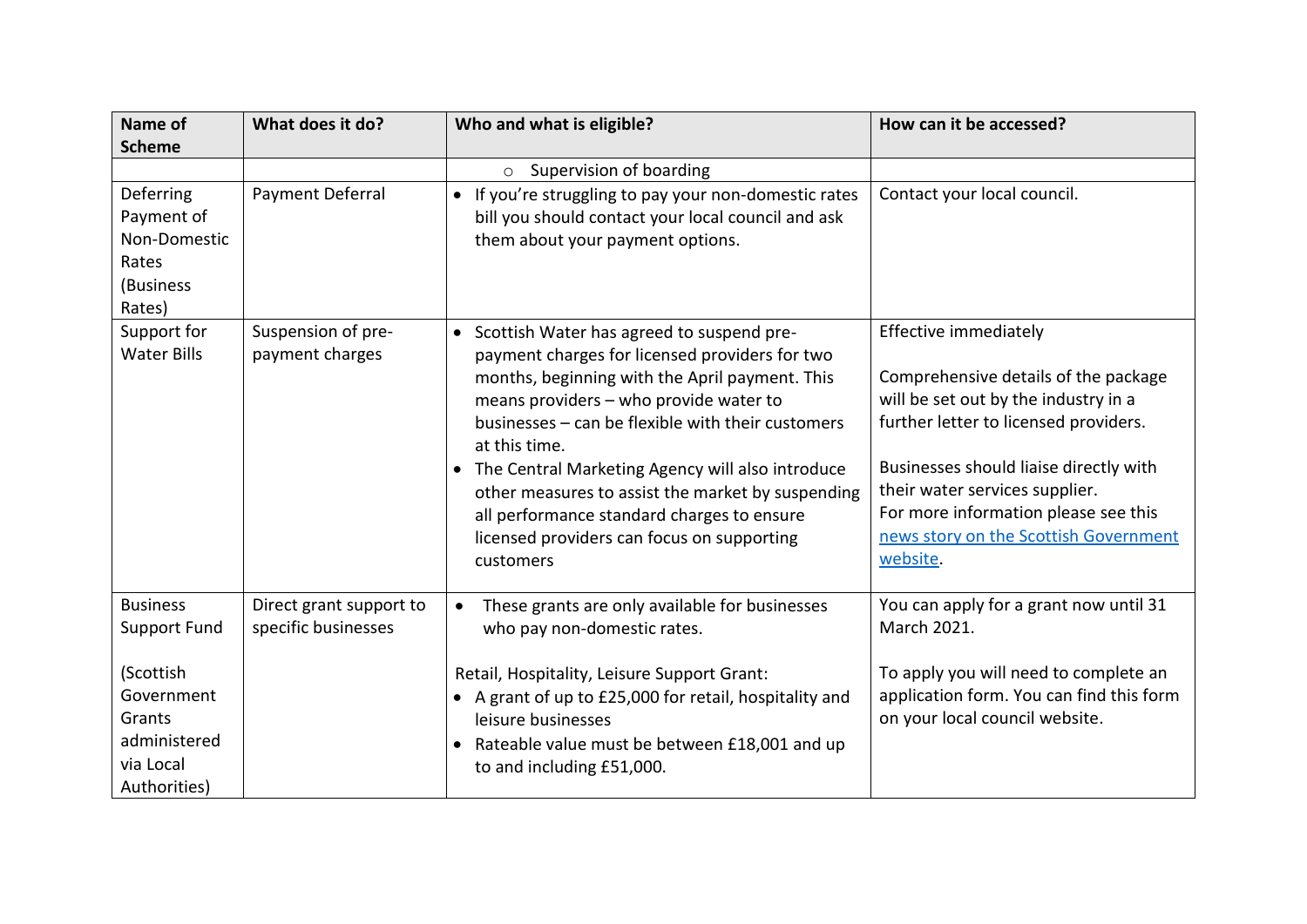| Name of Scheme | What does it do? | Who and what is eligible? | How can it be accessed? |
| --- | --- | --- | --- |
| | | ○ Supervision of boarding | |
| Deferring Payment of Non-Domestic Rates (Business Rates) | Payment Deferral | • If you're struggling to pay your non-domestic rates bill you should contact your local council and ask them about your payment options. | Contact your local council. |
| Support for Water Bills | Suspension of pre-payment charges | • Scottish Water has agreed to suspend pre-payment charges for licensed providers for two months, beginning with the April payment. This means providers – who provide water to businesses – can be flexible with their customers at this time.<br>• The Central Marketing Agency will also introduce other measures to assist the market by suspending all performance standard charges to ensure licensed providers can focus on supporting customers | Effective immediately<br><br>Comprehensive details of the package will be set out by the industry in a further letter to licensed providers.<br><br>Businesses should liaise directly with their water services supplier.<br>For more information please see this news story on the Scottish Government website. |
| Business Support Fund<br><br>(Scottish Government Grants administered via Local Authorities) | Direct grant support to specific businesses | • These grants are only available for businesses who pay non-domestic rates.<br><br>Retail, Hospitality, Leisure Support Grant:<br>• A grant of up to £25,000 for retail, hospitality and leisure businesses<br>• Rateable value must be between £18,001 and up to and including £51,000. | You can apply for a grant now until 31 March 2021.<br><br>To apply you will need to complete an application form. You can find this form on your local council website. |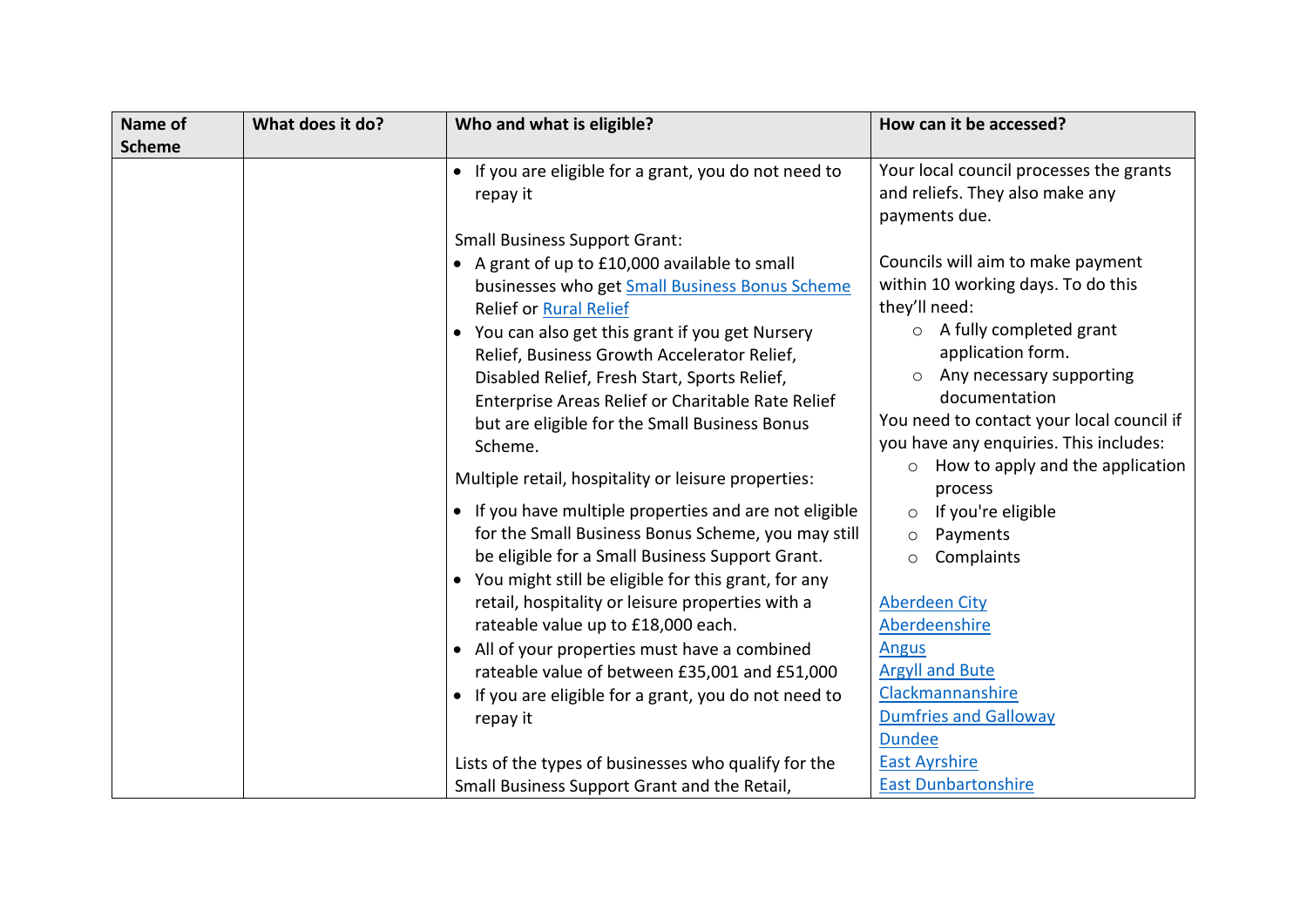| Name of Scheme | What does it do? | Who and what is eligible? | How can it be accessed? |
|---|---|---|---|
| | | • If you are eligible for a grant, you do not need to repay it<br><br>Small Business Support Grant:<br>• A grant of up to £10,000 available to small businesses who get Small Business Bonus Scheme Relief or Rural Relief<br>• You can also get this grant if you get Nursery Relief, Business Growth Accelerator Relief, Disabled Relief, Fresh Start, Sports Relief, Enterprise Areas Relief or Charitable Rate Relief but are eligible for the Small Business Bonus Scheme.<br><br>Multiple retail, hospitality or leisure properties:<br>• If you have multiple properties and are not eligible for the Small Business Bonus Scheme, you may still be eligible for a Small Business Support Grant.<br>• You might still be eligible for this grant, for any retail, hospitality or leisure properties with a rateable value up to £18,000 each.<br>• All of your properties must have a combined rateable value of between £35,001 and £51,000<br>• If you are eligible for a grant, you do not need to repay it<br><br>Lists of the types of businesses who qualify for the Small Business Support Grant and the Retail, | Your local council processes the grants and reliefs. They also make any payments due.<br><br>Councils will aim to make payment within 10 working days. To do this they'll need:<br>○ A fully completed grant application form.<br>○ Any necessary supporting documentation<br>You need to contact your local council if you have any enquiries. This includes:<br>○ How to apply and the application process<br>○ If you're eligible<br>○ Payments<br>○ Complaints<br><br>Aberdeen City<br>Aberdeenshire<br>Angus<br>Argyll and Bute<br>Clackmannanshire<br>Dumfries and Galloway<br>Dundee<br>East Ayrshire<br>East Dunbartonshire |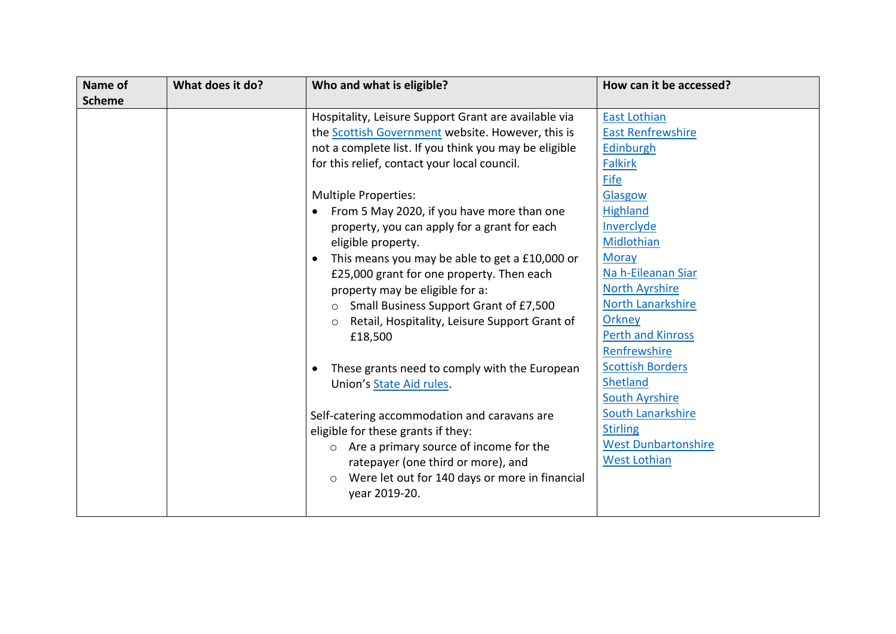| Name of Scheme | What does it do? | Who and what is eligible? | How can it be accessed? |
| --- | --- | --- | --- |
| | | Hospitality, Leisure Support Grant are available via the Scottish Government website. However, this is not a complete list. If you think you may be eligible for this relief, contact your local council.<br><br>Multiple Properties:<br>• From 5 May 2020, if you have more than one property, you can apply for a grant for each eligible property.<br>• This means you may be able to get a £10,000 or £25,000 grant for one property. Then each property may be eligible for a:<br>  ○ Small Business Support Grant of £7,500<br>  ○ Retail, Hospitality, Leisure Support Grant of £18,500<br><br>• These grants need to comply with the European Union's State Aid rules.<br><br>Self-catering accommodation and caravans are eligible for these grants if they:<br>  ○ Are a primary source of income for the ratepayer (one third or more), and<br>  ○ Were let out for 140 days or more in financial year 2019-20. | East Lothian<br>East Renfrewshire<br>Edinburgh<br>Falkirk<br>Fife<br>Glasgow<br>Highland<br>Inverclyde<br>Midlothian<br>Moray<br>Na h-Eileanan Siar<br>North Ayrshire<br>North Lanarkshire<br>Orkney<br>Perth and Kinross<br>Renfrewshire<br>Scottish Borders<br>Shetland<br>South Ayrshire<br>South Lanarkshire<br>Stirling<br>West Dunbartonshire<br>West Lothian |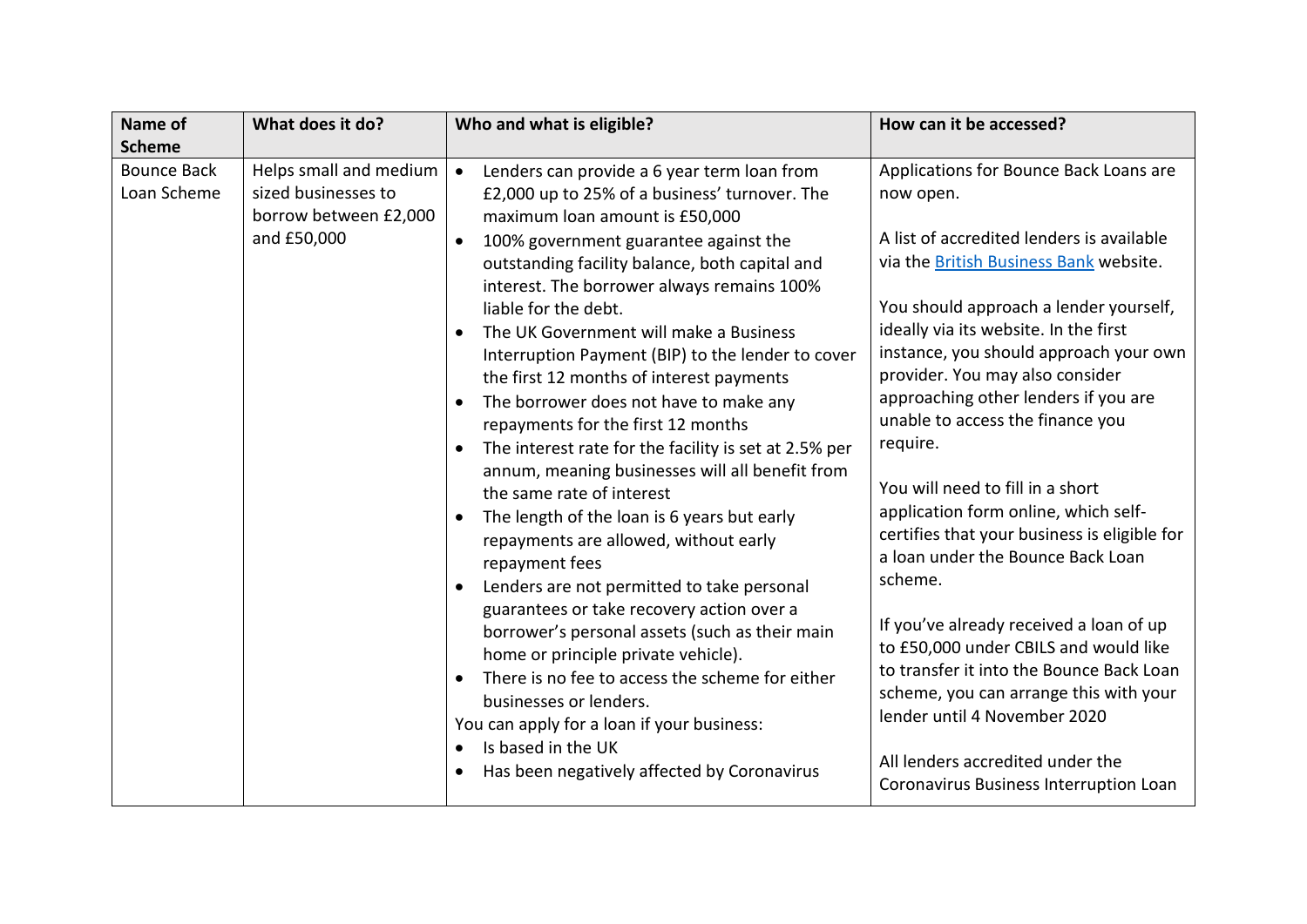| Name of Scheme | What does it do? | Who and what is eligible? | How can it be accessed? |
|---|---|---|---|
| Bounce Back Loan Scheme | Helps small and medium sized businesses to borrow between £2,000 and £50,000 | • Lenders can provide a 6 year term loan from £2,000 up to 25% of a business' turnover. The maximum loan amount is £50,000<br>• 100% government guarantee against the outstanding facility balance, both capital and interest. The borrower always remains 100% liable for the debt.<br>• The UK Government will make a Business Interruption Payment (BIP) to the lender to cover the first 12 months of interest payments<br>• The borrower does not have to make any repayments for the first 12 months<br>• The interest rate for the facility is set at 2.5% per annum, meaning businesses will all benefit from the same rate of interest<br>• The length of the loan is 6 years but early repayments are allowed, without early repayment fees<br>• Lenders are not permitted to take personal guarantees or take recovery action over a borrower's personal assets (such as their main home or principle private vehicle).<br>• There is no fee to access the scheme for either businesses or lenders.<br>You can apply for a loan if your business:<br>• Is based in the UK<br>• Has been negatively affected by Coronavirus | Applications for Bounce Back Loans are now open.<br><br>A list of accredited lenders is available via the [British Business Bank](#) website.<br><br>You should approach a lender yourself, ideally via its website. In the first instance, you should approach your own provider. You may also consider approaching other lenders if you are unable to access the finance you require.<br><br>You will need to fill in a short application form online, which self-certifies that your business is eligible for a loan under the Bounce Back Loan scheme.<br><br>If you've already received a loan of up to £50,000 under CBILS and would like to transfer it into the Bounce Back Loan scheme, you can arrange this with your lender until 4 November 2020<br><br>All lenders accredited under the Coronavirus Business Interruption Loan |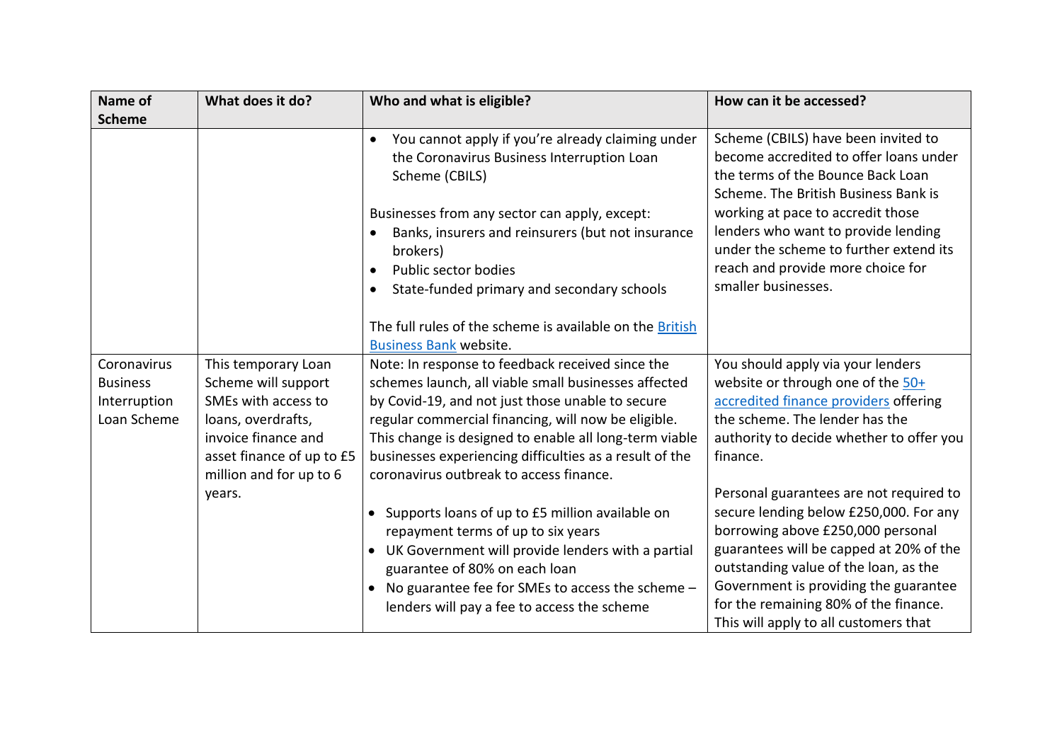| Name of Scheme | What does it do? | Who and what is eligible? | How can it be accessed? |
|---|---|---|---|
| | | • You cannot apply if you're already claiming under the Coronavirus Business Interruption Loan Scheme (CBILS)<br><br>Businesses from any sector can apply, except:<br>• Banks, insurers and reinsurers (but not insurance brokers)<br>• Public sector bodies<br>• State-funded primary and secondary schools<br><br>The full rules of the scheme is available on the [British Business Bank](#) website. | Scheme (CBILS) have been invited to become accredited to offer loans under the terms of the Bounce Back Loan Scheme. The British Business Bank is working at pace to accredit those lenders who want to provide lending under the scheme to further extend its reach and provide more choice for smaller businesses. |
| Coronavirus Business Interruption Loan Scheme | This temporary Loan Scheme will support SMEs with access to loans, overdrafts, invoice finance and asset finance of up to £5 million and for up to 6 years. | Note: In response to feedback received since the schemes launch, all viable small businesses affected by Covid-19, and not just those unable to secure regular commercial financing, will now be eligible. This change is designed to enable all long-term viable businesses experiencing difficulties as a result of the coronavirus outbreak to access finance.<br><br>• Supports loans of up to £5 million available on repayment terms of up to six years<br>• UK Government will provide lenders with a partial guarantee of 80% on each loan<br>• No guarantee fee for SMEs to access the scheme – lenders will pay a fee to access the scheme | You should apply via your lenders website or through one of the [50+ accredited finance providers](#) offering the scheme. The lender has the authority to decide whether to offer you finance.<br><br>Personal guarantees are not required to secure lending below £250,000. For any borrowing above £250,000 personal guarantees will be capped at 20% of the outstanding value of the loan, as the Government is providing the guarantee for the remaining 80% of the finance. This will apply to all customers that |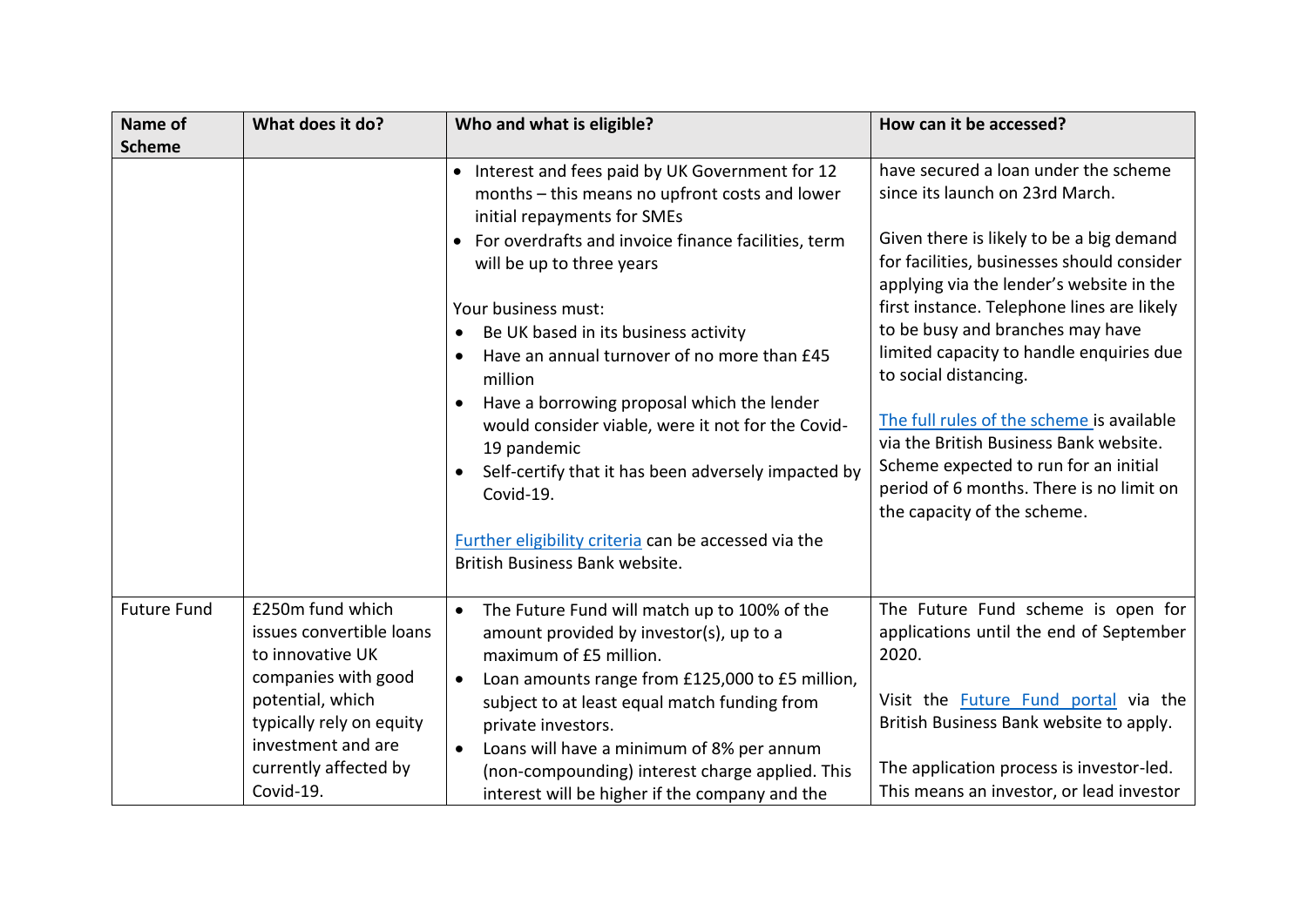| Name of Scheme | What does it do? | Who and what is eligible? | How can it be accessed? |
|---|---|---|---|
| | | • Interest and fees paid by UK Government for 12 months – this means no upfront costs and lower initial repayments for SMEs<br>• For overdrafts and invoice finance facilities, term will be up to three years<br><br>Your business must:<br>• Be UK based in its business activity<br>• Have an annual turnover of no more than £45 million<br>• Have a borrowing proposal which the lender would consider viable, were it not for the Covid-19 pandemic<br>• Self-certify that it has been adversely impacted by Covid-19.<br><br>Further eligibility criteria can be accessed via the British Business Bank website. | have secured a loan under the scheme since its launch on 23rd March.<br><br>Given there is likely to be a big demand for facilities, businesses should consider applying via the lender's website in the first instance. Telephone lines are likely to be busy and branches may have limited capacity to handle enquiries due to social distancing.<br><br>The full rules of the scheme is available via the British Business Bank website. Scheme expected to run for an initial period of 6 months. There is no limit on the capacity of the scheme. |
| Future Fund | £250m fund which issues convertible loans to innovative UK companies with good potential, which typically rely on equity investment and are currently affected by Covid-19. | • The Future Fund will match up to 100% of the amount provided by investor(s), up to a maximum of £5 million.<br>• Loan amounts range from £125,000 to £5 million, subject to at least equal match funding from private investors.<br>• Loans will have a minimum of 8% per annum (non-compounding) interest charge applied. This interest will be higher if the company and the | The Future Fund scheme is open for applications until the end of September 2020.<br><br>Visit the Future Fund portal via the British Business Bank website to apply.<br><br>The application process is investor-led. This means an investor, or lead investor |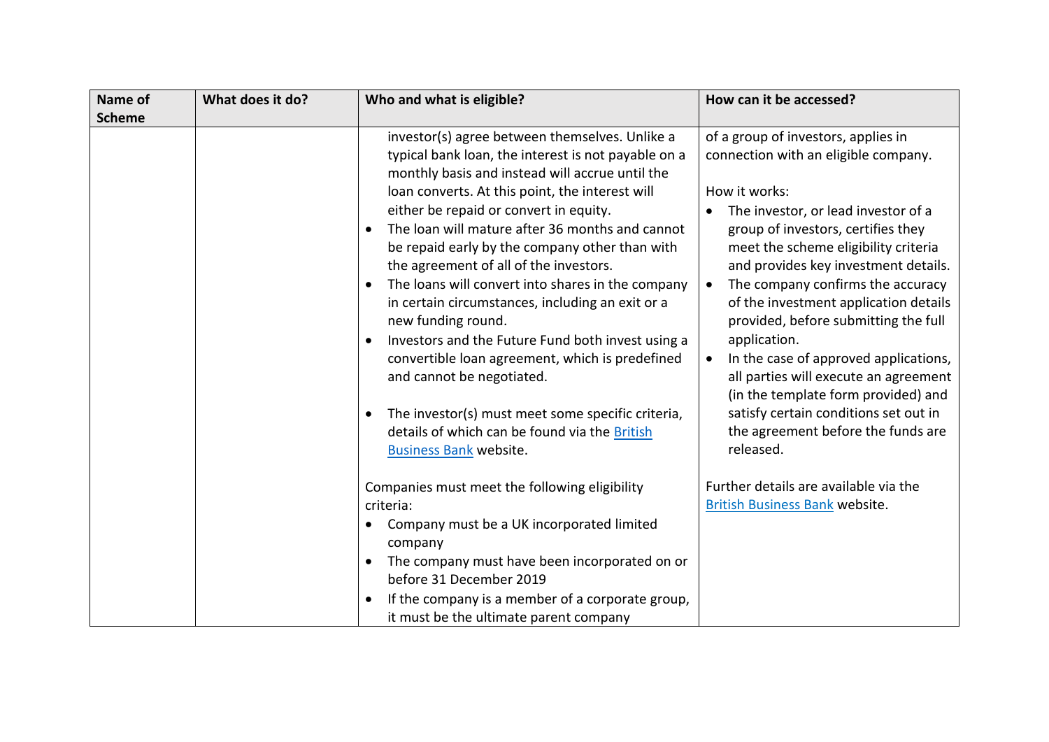| Name of Scheme | What does it do? | Who and what is eligible? | How can it be accessed? |
|---|---|---|---|
| | | investor(s) agree between themselves. Unlike a typical bank loan, the interest is not payable on a monthly basis and instead will accrue until the loan converts. At this point, the interest will either be repaid or convert in equity.<br>• The loan will mature after 36 months and cannot be repaid early by the company other than with the agreement of all of the investors.<br>• The loans will convert into shares in the company in certain circumstances, including an exit or a new funding round.<br>• Investors and the Future Fund both invest using a convertible loan agreement, which is predefined and cannot be negotiated.<br><br>• The investor(s) must meet some specific criteria, details of which can be found via the British Business Bank website.<br><br>Companies must meet the following eligibility criteria:<br>• Company must be a UK incorporated limited company<br>• The company must have been incorporated on or before 31 December 2019<br>• If the company is a member of a corporate group, it must be the ultimate parent company | of a group of investors, applies in connection with an eligible company.<br><br>How it works:<br>• The investor, or lead investor of a group of investors, certifies they meet the scheme eligibility criteria and provides key investment details.<br>• The company confirms the accuracy of the investment application details provided, before submitting the full application.<br>• In the case of approved applications, all parties will execute an agreement (in the template form provided) and satisfy certain conditions set out in the agreement before the funds are released.<br><br>Further details are available via the British Business Bank website. |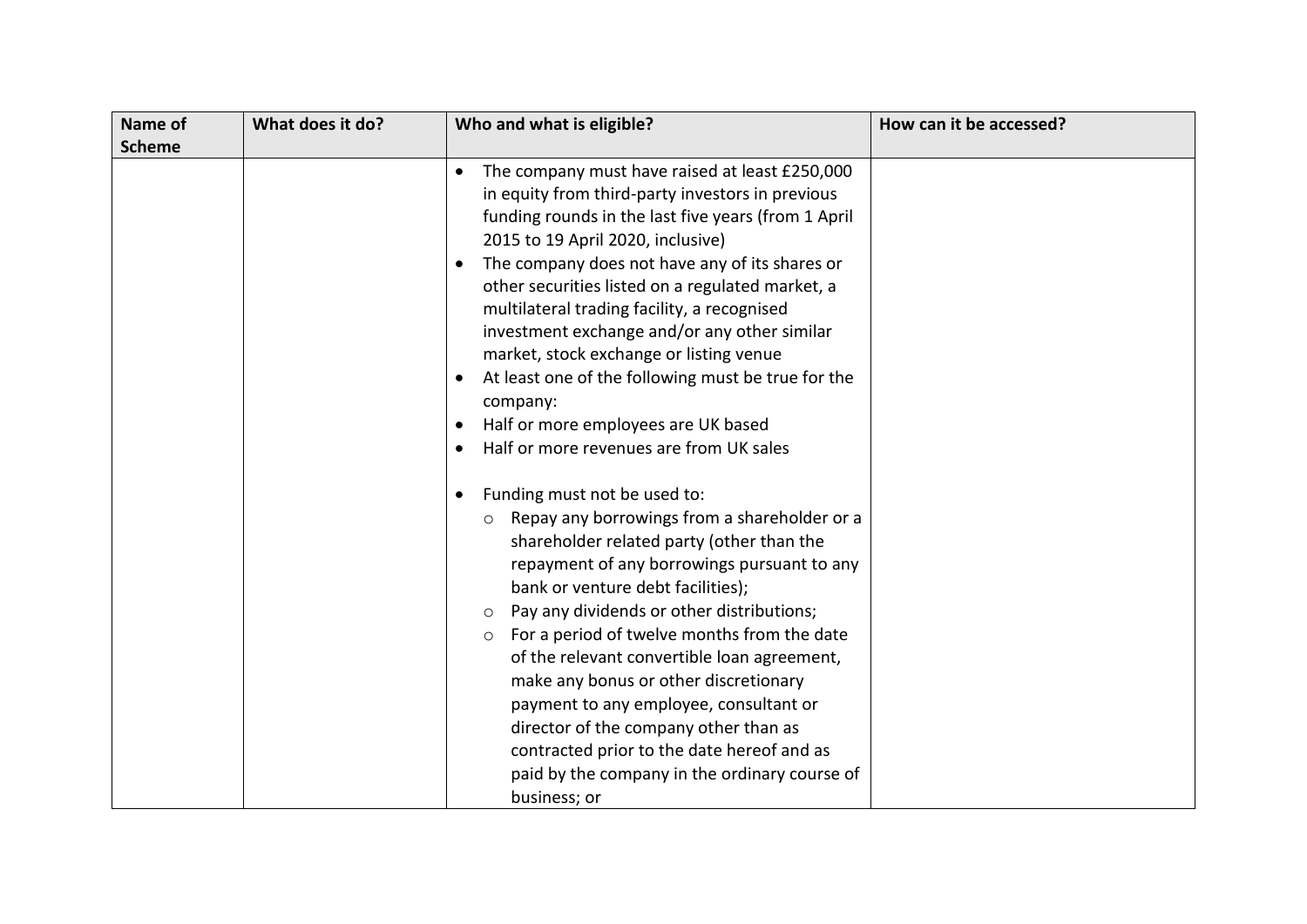| Name of Scheme | What does it do? | Who and what is eligible? | How can it be accessed? |
| --- | --- | --- | --- |
| | | • The company must have raised at least £250,000 in equity from third-party investors in previous funding rounds in the last five years (from 1 April 2015 to 19 April 2020, inclusive)<br>• The company does not have any of its shares or other securities listed on a regulated market, a multilateral trading facility, a recognised investment exchange and/or any other similar market, stock exchange or listing venue<br>• At least one of the following must be true for the company:<br>• Half or more employees are UK based<br>• Half or more revenues are from UK sales<br><br>• Funding must not be used to:<br>&nbsp;&nbsp;&nbsp;&nbsp;○ Repay any borrowings from a shareholder or a shareholder related party (other than the repayment of any borrowings pursuant to any bank or venture debt facilities);<br>&nbsp;&nbsp;&nbsp;&nbsp;○ Pay any dividends or other distributions;<br>&nbsp;&nbsp;&nbsp;&nbsp;○ For a period of twelve months from the date of the relevant convertible loan agreement, make any bonus or other discretionary payment to any employee, consultant or director of the company other than as contracted prior to the date hereof and as paid by the company in the ordinary course of business; or | |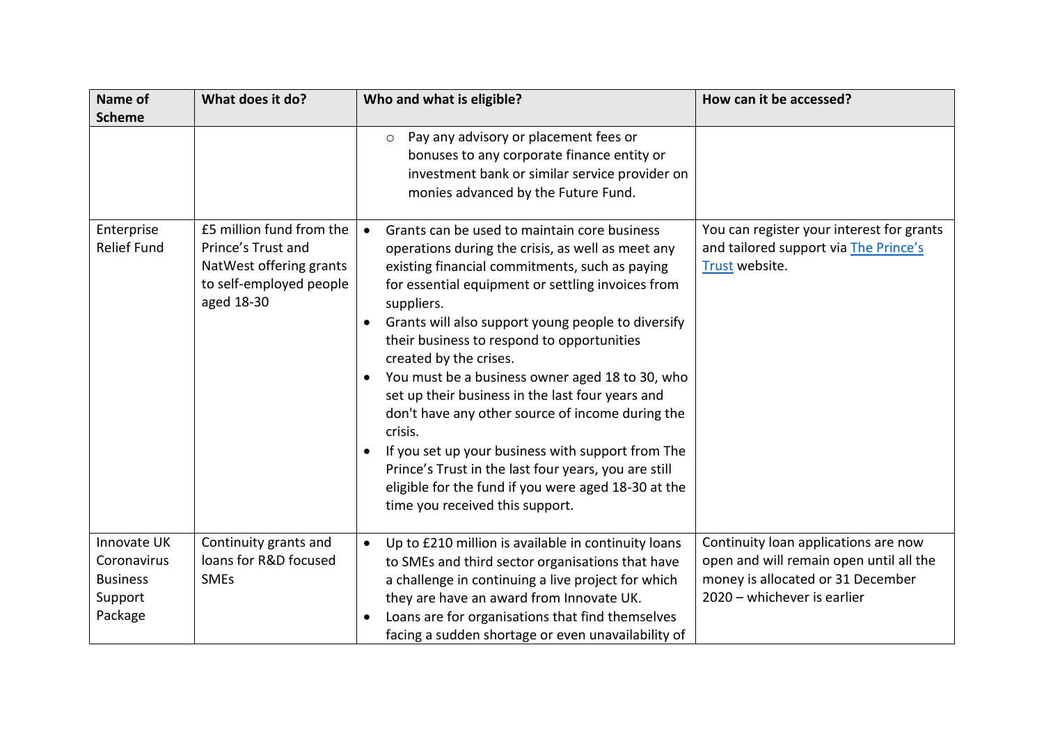| Name of Scheme | What does it do? | Who and what is eligible? | How can it be accessed? |
| --- | --- | --- | --- |
| | | ◦ Pay any advisory or placement fees or bonuses to any corporate finance entity or investment bank or similar service provider on monies advanced by the Future Fund. | |
| Enterprise Relief Fund | £5 million fund from the Prince's Trust and NatWest offering grants to self-employed people aged 18-30 | • Grants can be used to maintain core business operations during the crisis, as well as meet any existing financial commitments, such as paying for essential equipment or settling invoices from suppliers.<br>• Grants will also support young people to diversify their business to respond to opportunities created by the crises.<br>• You must be a business owner aged 18 to 30, who set up their business in the last four years and don't have any other source of income during the crisis.<br>• If you set up your business with support from The Prince's Trust in the last four years, you are still eligible for the fund if you were aged 18-30 at the time you received this support. | You can register your interest for grants and tailored support via The Prince's Trust website. |
| Innovate UK Coronavirus Business Support Package | Continuity grants and loans for R&D focused SMEs | • Up to £210 million is available in continuity loans to SMEs and third sector organisations that have a challenge in continuing a live project for which they are have an award from Innovate UK.<br>• Loans are for organisations that find themselves facing a sudden shortage or even unavailability of | Continuity loan applications are now open and will remain open until all the money is allocated or 31 December 2020 – whichever is earlier |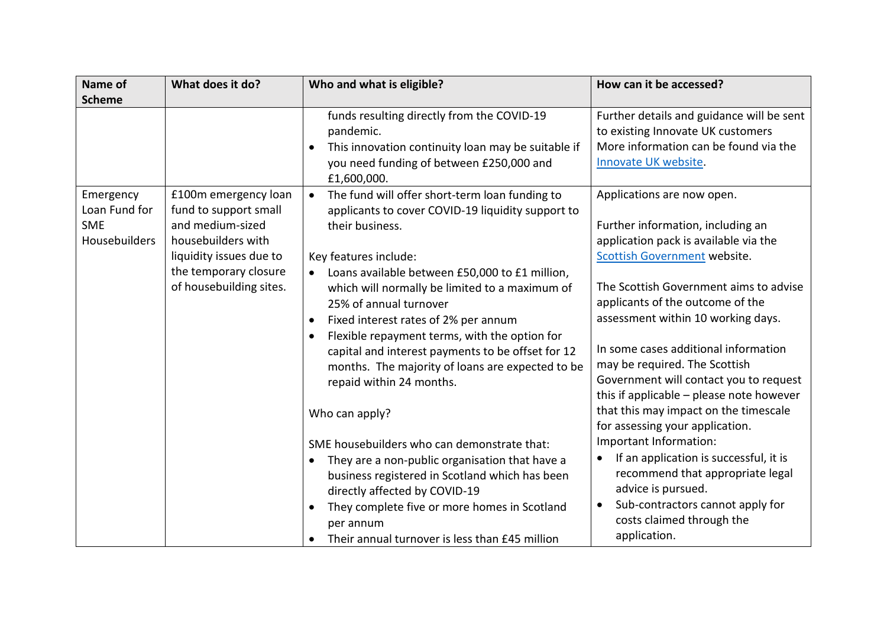| Name of Scheme | What does it do? | Who and what is eligible? | How can it be accessed? |
|---|---|---|---|
| | | funds resulting directly from the COVID-19 pandemic.<br>• This innovation continuity loan may be suitable if you need funding of between £250,000 and £1,600,000. | Further details and guidance will be sent to existing Innovate UK customers More information can be found via the [Innovate UK website](). |
| Emergency Loan Fund for SME Housebuilders | £100m emergency loan fund to support small and medium-sized housebuilders with liquidity issues due to the temporary closure of housebuilding sites. | • The fund will offer short-term loan funding to applicants to cover COVID-19 liquidity support to their business.<br><br>Key features include:<br>• Loans available between £50,000 to £1 million, which will normally be limited to a maximum of 25% of annual turnover<br>• Fixed interest rates of 2% per annum<br>• Flexible repayment terms, with the option for capital and interest payments to be offset for 12 months. The majority of loans are expected to be repaid within 24 months.<br><br>Who can apply?<br><br>SME housebuilders who can demonstrate that:<br>• They are a non-public organisation that have a business registered in Scotland which has been directly affected by COVID-19<br>• They complete five or more homes in Scotland per annum<br>• Their annual turnover is less than £45 million | Applications are now open.<br><br>Further information, including an application pack is available via the [Scottish Government]() website.<br><br>The Scottish Government aims to advise applicants of the outcome of the assessment within 10 working days.<br><br>In some cases additional information may be required. The Scottish Government will contact you to request this if applicable – please note however that this may impact on the timescale for assessing your application.<br>Important Information:<br>• If an application is successful, it is recommend that appropriate legal advice is pursued.<br>• Sub-contractors cannot apply for costs claimed through the application. |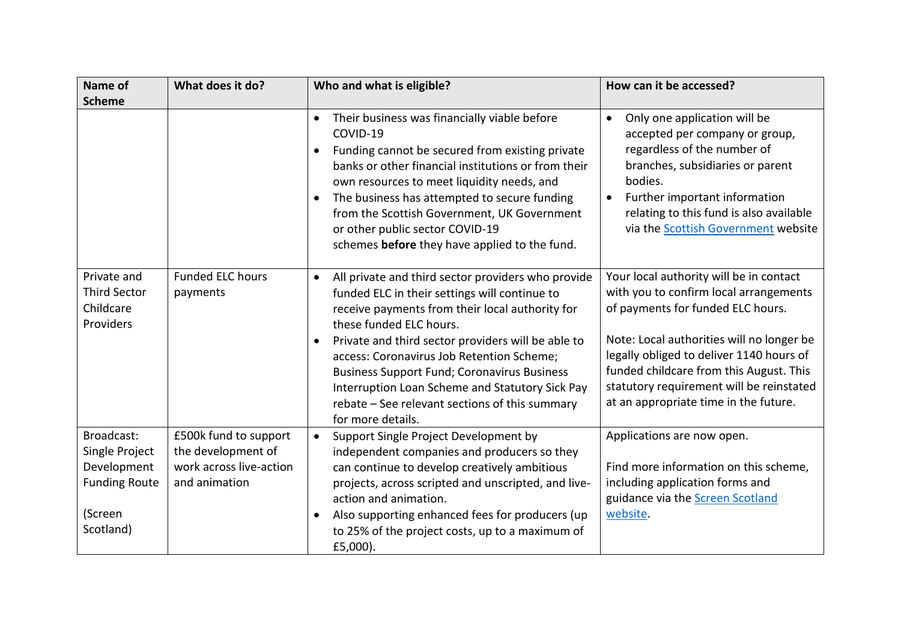| Name of Scheme | What does it do? | Who and what is eligible? | How can it be accessed? |
|---|---|---|---|
| | | • Their business was financially viable before COVID-19<br>• Funding cannot be secured from existing private banks or other financial institutions or from their own resources to meet liquidity needs, and<br>• The business has attempted to secure funding from the Scottish Government, UK Government or other public sector COVID-19 schemes **before** they have applied to the fund. | • Only one application will be accepted per company or group, regardless of the number of branches, subsidiaries or parent bodies.<br>• Further important information relating to this fund is also available via the Scottish Government website |
| Private and Third Sector Childcare Providers | Funded ELC hours payments | • All private and third sector providers who provide funded ELC in their settings will continue to receive payments from their local authority for these funded ELC hours.<br>• Private and third sector providers will be able to access: Coronavirus Job Retention Scheme; Business Support Fund; Coronavirus Business Interruption Loan Scheme and Statutory Sick Pay rebate – See relevant sections of this summary for more details. | Your local authority will be in contact with you to confirm local arrangements of payments for funded ELC hours.<br><br>Note: Local authorities will no longer be legally obliged to deliver 1140 hours of funded childcare from this August. This statutory requirement will be reinstated at an appropriate time in the future. |
| Broadcast: Single Project Development Funding Route<br><br>(Screen Scotland) | £500k fund to support the development of work across live-action and animation | • Support Single Project Development by independent companies and producers so they can continue to develop creatively ambitious projects, across scripted and unscripted, and live-action and animation.<br>• Also supporting enhanced fees for producers (up to 25% of the project costs, up to a maximum of £5,000). | Applications are now open.<br><br>Find more information on this scheme, including application forms and guidance via the Screen Scotland website. |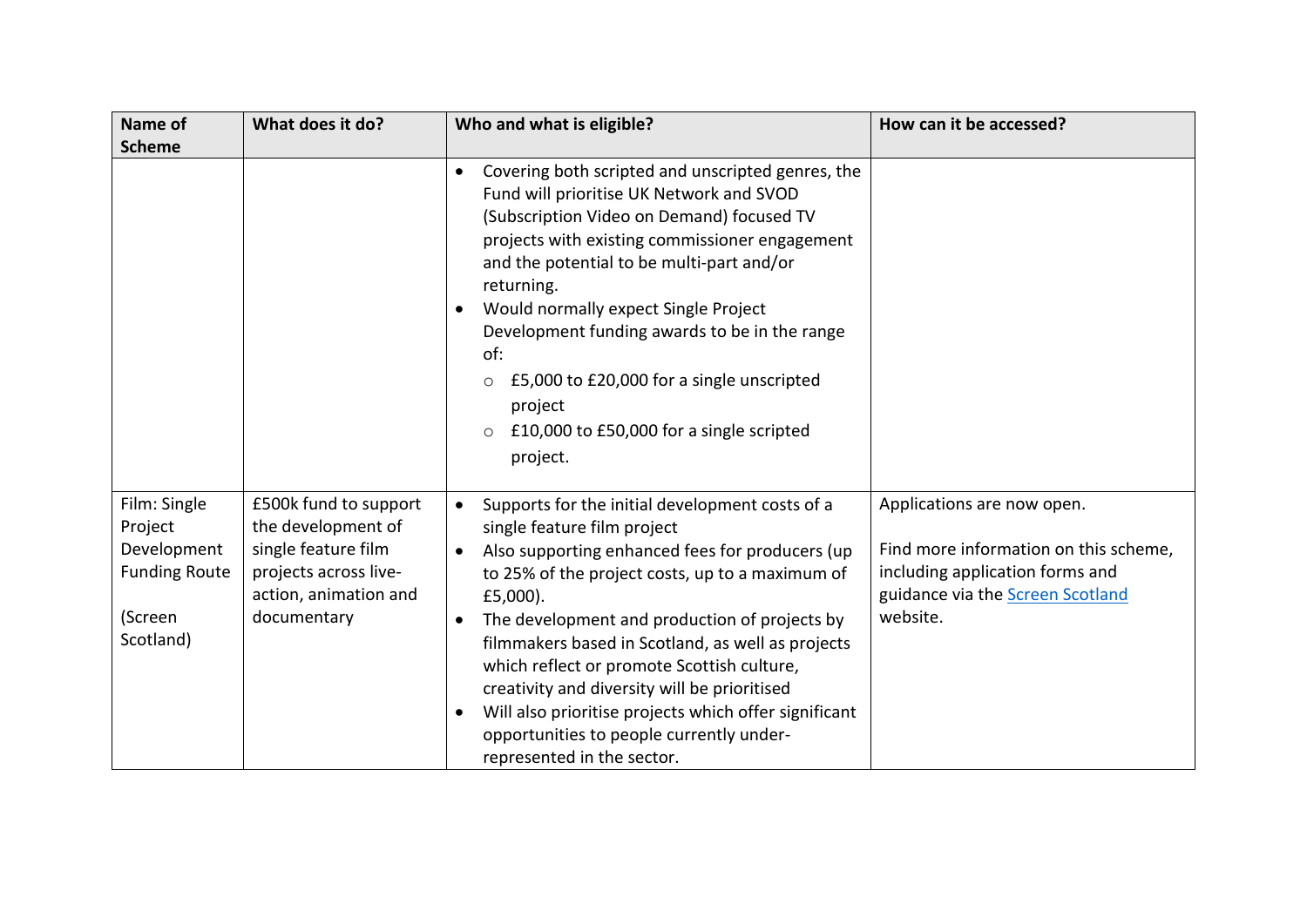| Name of Scheme | What does it do? | Who and what is eligible? | How can it be accessed? |
|---|---|---|---|
| | | • Covering both scripted and unscripted genres, the Fund will prioritise UK Network and SVOD (Subscription Video on Demand) focused TV projects with existing commissioner engagement and the potential to be multi-part and/or returning.<br>• Would normally expect Single Project Development funding awards to be in the range of:<br>  ○ £5,000 to £20,000 for a single unscripted project<br>  ○ £10,000 to £50,000 for a single scripted project. | |
| Film: Single Project Development Funding Route<br><br>(Screen Scotland) | £500k fund to support the development of single feature film projects across live-action, animation and documentary | • Supports for the initial development costs of a single feature film project<br>• Also supporting enhanced fees for producers (up to 25% of the project costs, up to a maximum of £5,000).<br>• The development and production of projects by filmmakers based in Scotland, as well as projects which reflect or promote Scottish culture, creativity and diversity will be prioritised<br>• Will also prioritise projects which offer significant opportunities to people currently under-represented in the sector. | Applications are now open.<br><br>Find more information on this scheme, including application forms and guidance via the Screen Scotland website. |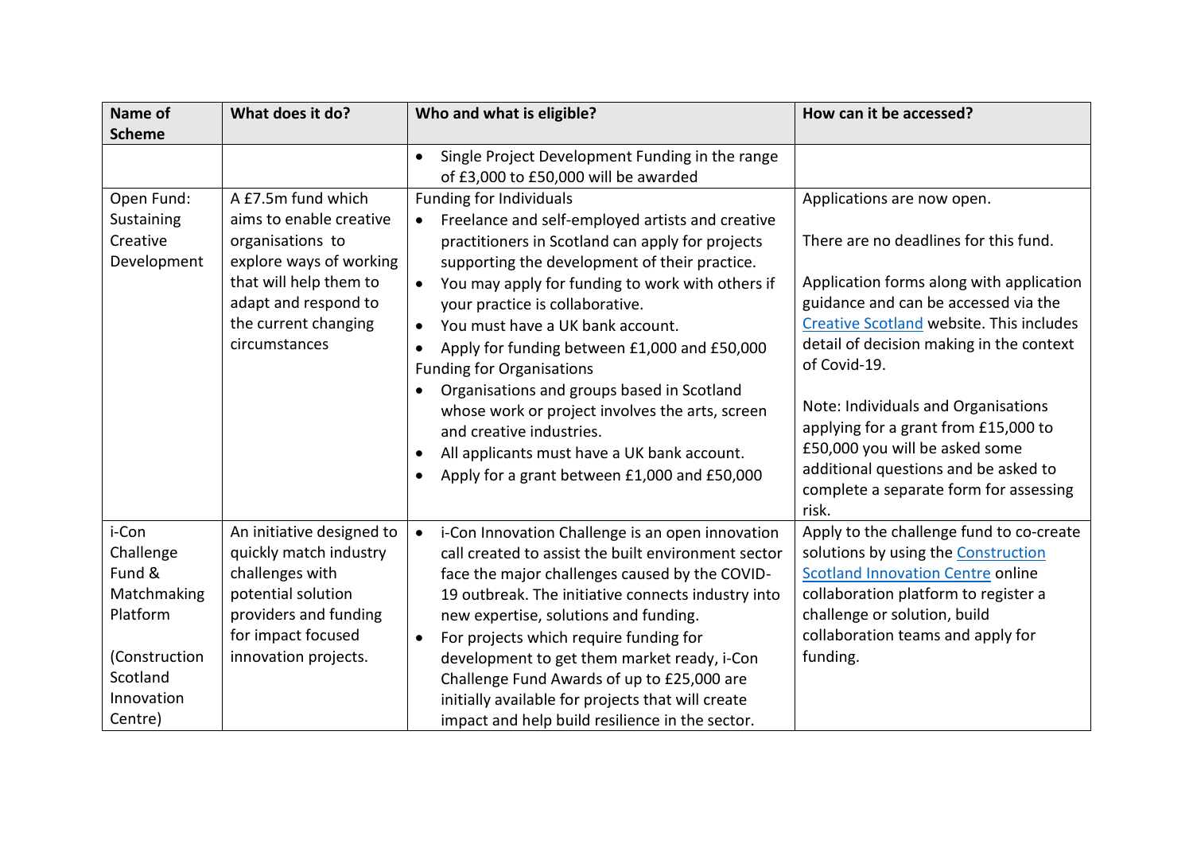| Name of Scheme | What does it do? | Who and what is eligible? | How can it be accessed? |
|---|---|---|---|
| | | • Single Project Development Funding in the range of £3,000 to £50,000 will be awarded | |
| Open Fund: Sustaining Creative Development | A £7.5m fund which aims to enable creative organisations to explore ways of working that will help them to adapt and respond to the current changing circumstances | Funding for Individuals<br>• Freelance and self-employed artists and creative practitioners in Scotland can apply for projects supporting the development of their practice.<br>• You may apply for funding to work with others if your practice is collaborative.<br>• You must have a UK bank account.<br>• Apply for funding between £1,000 and £50,000<br>Funding for Organisations<br>• Organisations and groups based in Scotland whose work or project involves the arts, screen and creative industries.<br>• All applicants must have a UK bank account.<br>• Apply for a grant between £1,000 and £50,000 | Applications are now open.<br><br>There are no deadlines for this fund.<br><br>Application forms along with application guidance and can be accessed via the Creative Scotland website. This includes detail of decision making in the context of Covid-19.<br><br>Note: Individuals and Organisations applying for a grant from £15,000 to £50,000 you will be asked some additional questions and be asked to complete a separate form for assessing risk. |
| i-Con Challenge Fund & Matchmaking Platform<br><br>(Construction Scotland Innovation Centre) | An initiative designed to quickly match industry challenges with potential solution providers and funding for impact focused innovation projects. | • i-Con Innovation Challenge is an open innovation call created to assist the built environment sector face the major challenges caused by the COVID-19 outbreak. The initiative connects industry into new expertise, solutions and funding.<br>• For projects which require funding for development to get them market ready, i-Con Challenge Fund Awards of up to £25,000 are initially available for projects that will create impact and help build resilience in the sector. | Apply to the challenge fund to co-create solutions by using the Construction Scotland Innovation Centre online collaboration platform to register a challenge or solution, build collaboration teams and apply for funding. |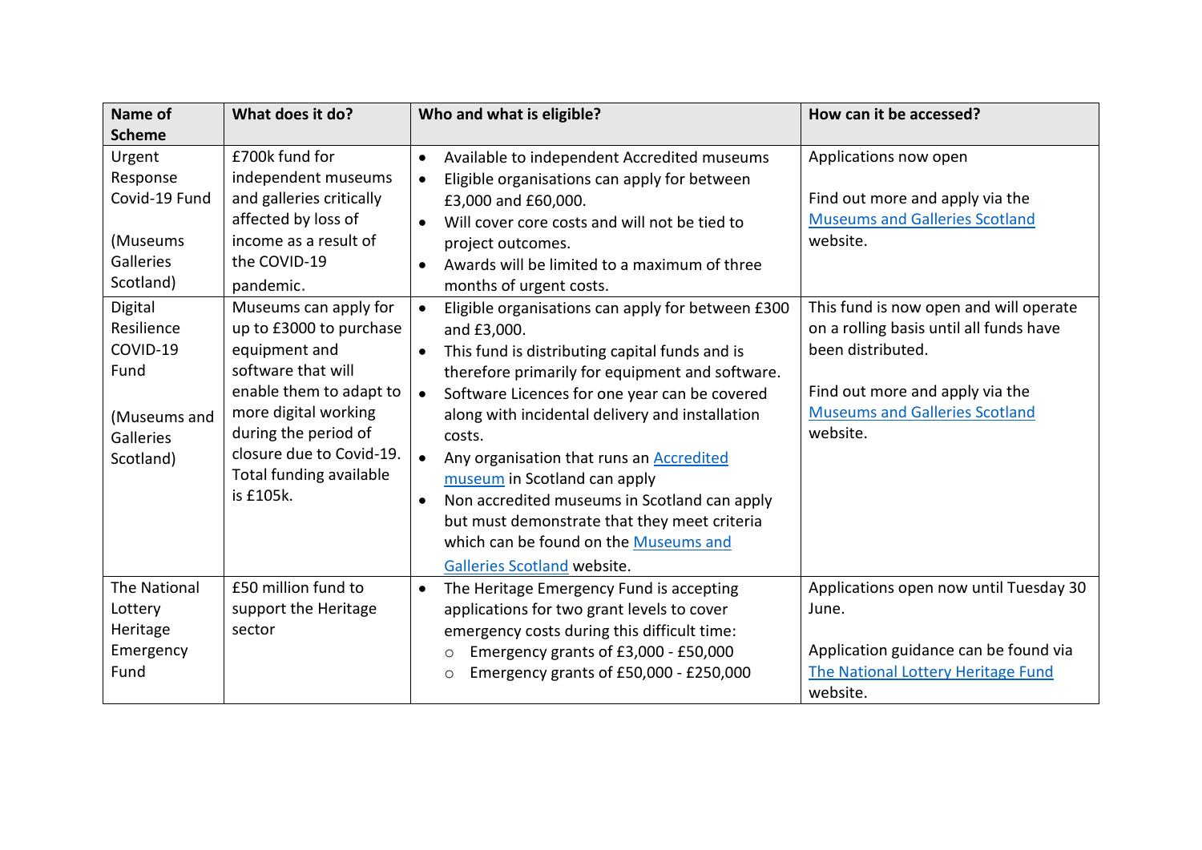| Name of Scheme | What does it do? | Who and what is eligible? | How can it be accessed? |
|---|---|---|---|
| Urgent Response Covid-19 Fund<br><br>(Museums Galleries Scotland) | £700k fund for independent museums and galleries critically affected by loss of income as a result of the COVID-19 pandemic. | • Available to independent Accredited museums<br>• Eligible organisations can apply for between £3,000 and £60,000.<br>• Will cover core costs and will not be tied to project outcomes.<br>• Awards will be limited to a maximum of three months of urgent costs. | Applications now open<br><br>Find out more and apply via the Museums and Galleries Scotland website. |
| Digital Resilience COVID-19 Fund<br><br>(Museums and Galleries Scotland) | Museums can apply for up to £3000 to purchase equipment and software that will enable them to adapt to more digital working during the period of closure due to Covid-19. Total funding available is £105k. | • Eligible organisations can apply for between £300 and £3,000.<br>• This fund is distributing capital funds and is therefore primarily for equipment and software.<br>• Software Licences for one year can be covered along with incidental delivery and installation costs.<br>• Any organisation that runs an Accredited museum in Scotland can apply<br>• Non accredited museums in Scotland can apply but must demonstrate that they meet criteria which can be found on the Museums and Galleries Scotland website. | This fund is now open and will operate on a rolling basis until all funds have been distributed.<br><br>Find out more and apply via the Museums and Galleries Scotland website. |
| The National Lottery Heritage Emergency Fund | £50 million fund to support the Heritage sector | • The Heritage Emergency Fund is accepting applications for two grant levels to cover emergency costs during this difficult time:<br>  ○ Emergency grants of £3,000 - £50,000<br>  ○ Emergency grants of £50,000 - £250,000 | Applications open now until Tuesday 30 June.<br><br>Application guidance can be found via The National Lottery Heritage Fund website. |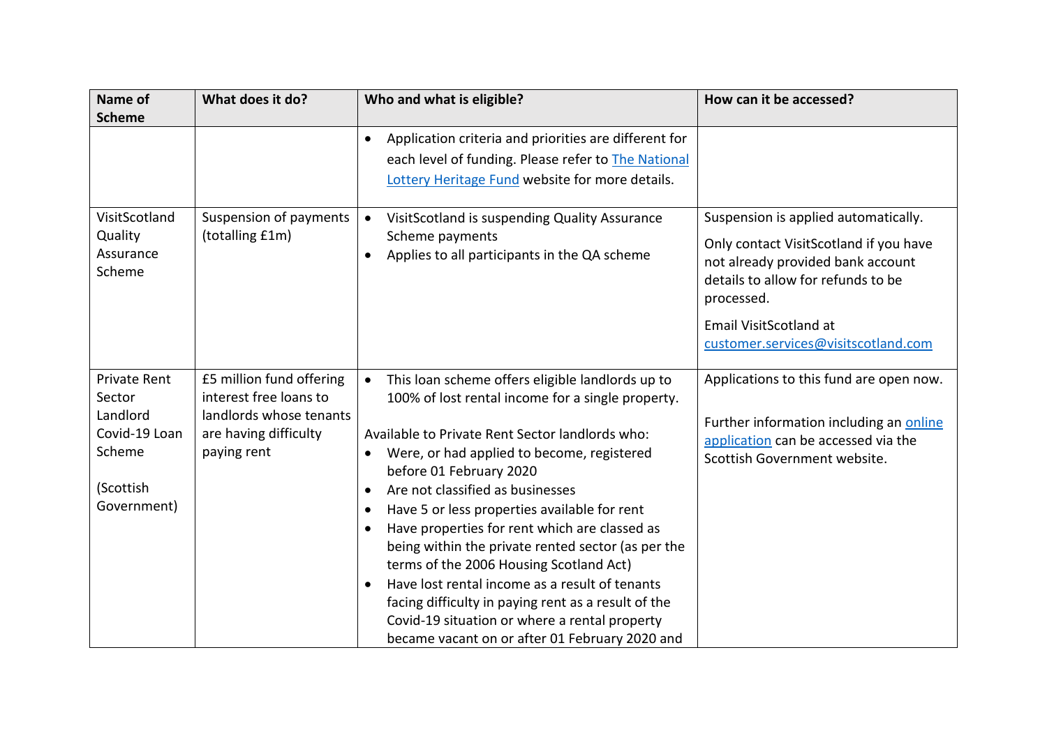| Name of Scheme | What does it do? | Who and what is eligible? | How can it be accessed? |
|---|---|---|---|
| | | • Application criteria and priorities are different for each level of funding. Please refer to The National Lottery Heritage Fund website for more details. | |
| VisitScotland Quality Assurance Scheme | Suspension of payments (totalling £1m) | • VisitScotland is suspending Quality Assurance Scheme payments<br>• Applies to all participants in the QA scheme | Suspension is applied automatically.<br><br>Only contact VisitScotland if you have not already provided bank account details to allow for refunds to be processed.<br><br>Email VisitScotland at customer.services@visitscotland.com |
| Private Rent Sector Landlord Covid-19 Loan Scheme<br><br>(Scottish Government) | £5 million fund offering interest free loans to landlords whose tenants are having difficulty paying rent | • This loan scheme offers eligible landlords up to 100% of lost rental income for a single property.<br><br>Available to Private Rent Sector landlords who:<br>• Were, or had applied to become, registered before 01 February 2020<br>• Are not classified as businesses<br>• Have 5 or less properties available for rent<br>• Have properties for rent which are classed as being within the private rented sector (as per the terms of the 2006 Housing Scotland Act)<br>• Have lost rental income as a result of tenants facing difficulty in paying rent as a result of the Covid-19 situation or where a rental property became vacant on or after 01 February 2020 and | Applications to this fund are open now.<br><br>Further information including an online application can be accessed via the Scottish Government website. |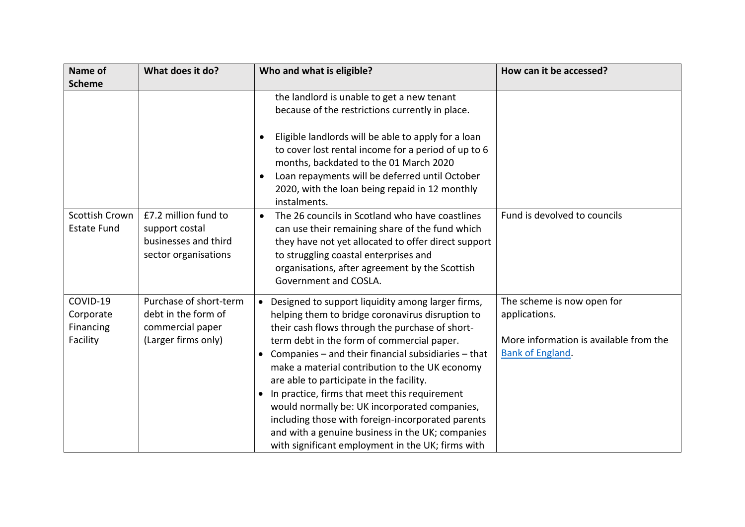| Name of Scheme | What does it do? | Who and what is eligible? | How can it be accessed? |
|---|---|---|---|
| | | the landlord is unable to get a new tenant because of the restrictions currently in place.<br><br>• Eligible landlords will be able to apply for a loan to cover lost rental income for a period of up to 6 months, backdated to the 01 March 2020<br>• Loan repayments will be deferred until October 2020, with the loan being repaid in 12 monthly instalments. | |
| Scottish Crown Estate Fund | £7.2 million fund to support costal businesses and third sector organisations | • The 26 councils in Scotland who have coastlines can use their remaining share of the fund which they have not yet allocated to offer direct support to struggling coastal enterprises and organisations, after agreement by the Scottish Government and COSLA. | Fund is devolved to councils |
| COVID-19 Corporate Financing Facility | Purchase of short-term debt in the form of commercial paper (Larger firms only) | • Designed to support liquidity among larger firms, helping them to bridge coronavirus disruption to their cash flows through the purchase of short-term debt in the form of commercial paper.<br>• Companies – and their financial subsidiaries – that make a material contribution to the UK economy are able to participate in the facility.<br>• In practice, firms that meet this requirement would normally be: UK incorporated companies, including those with foreign-incorporated parents and with a genuine business in the UK; companies with significant employment in the UK; firms with | The scheme is now open for applications.<br><br>More information is available from the Bank of England. |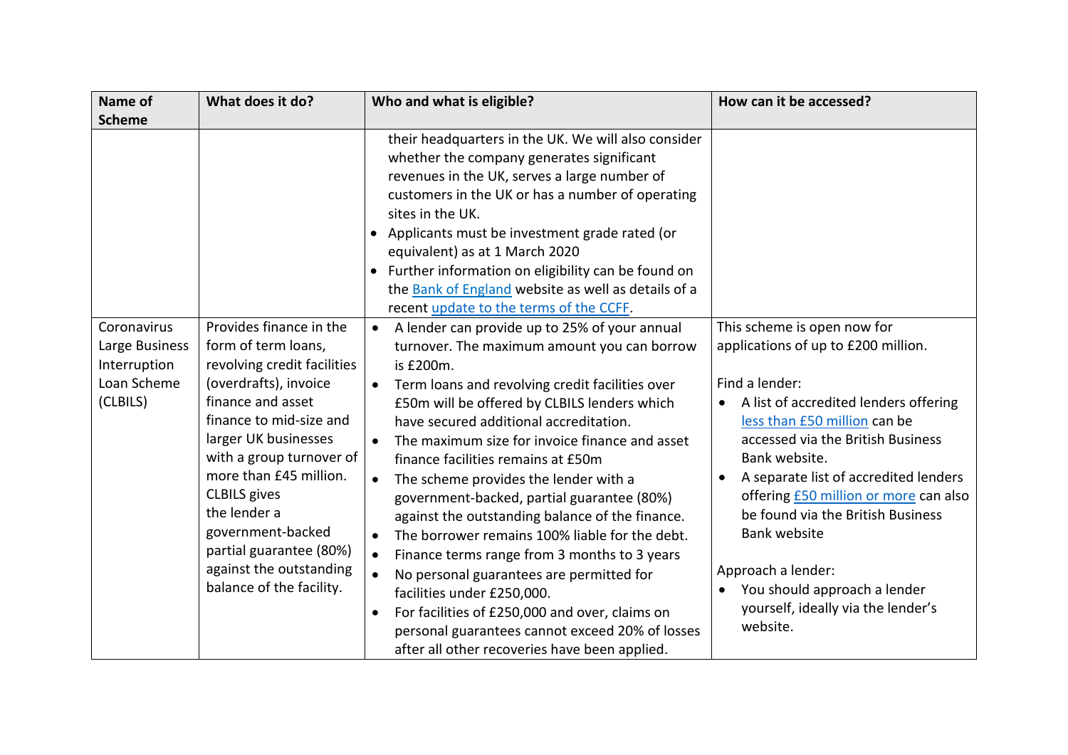| Name of Scheme | What does it do? | Who and what is eligible? | How can it be accessed? |
|---|---|---|---|
| | | their headquarters in the UK. We will also consider whether the company generates significant revenues in the UK, serves a large number of customers in the UK or has a number of operating sites in the UK.<br>• Applicants must be investment grade rated (or equivalent) as at 1 March 2020<br>• Further information on eligibility can be found on the Bank of England website as well as details of a recent update to the terms of the CCFF. | |
| Coronavirus Large Business Interruption Loan Scheme (CLBILS) | Provides finance in the form of term loans, revolving credit facilities (overdrafts), invoice finance and asset finance to mid-size and larger UK businesses with a group turnover of more than £45 million. CLBILS gives the lender a government-backed partial guarantee (80%) against the outstanding balance of the facility. | • A lender can provide up to 25% of your annual turnover. The maximum amount you can borrow is £200m.<br>• Term loans and revolving credit facilities over £50m will be offered by CLBILS lenders which have secured additional accreditation.<br>• The maximum size for invoice finance and asset finance facilities remains at £50m<br>• The scheme provides the lender with a government-backed, partial guarantee (80%) against the outstanding balance of the finance.<br>• The borrower remains 100% liable for the debt.<br>• Finance terms range from 3 months to 3 years<br>• No personal guarantees are permitted for facilities under £250,000.<br>• For facilities of £250,000 and over, claims on personal guarantees cannot exceed 20% of losses after all other recoveries have been applied. | This scheme is open now for applications of up to £200 million.<br><br>Find a lender:<br>• A list of accredited lenders offering less than £50 million can be accessed via the British Business Bank website.<br>• A separate list of accredited lenders offering £50 million or more can also be found via the British Business Bank website<br><br>Approach a lender:<br>• You should approach a lender yourself, ideally via the lender's website. |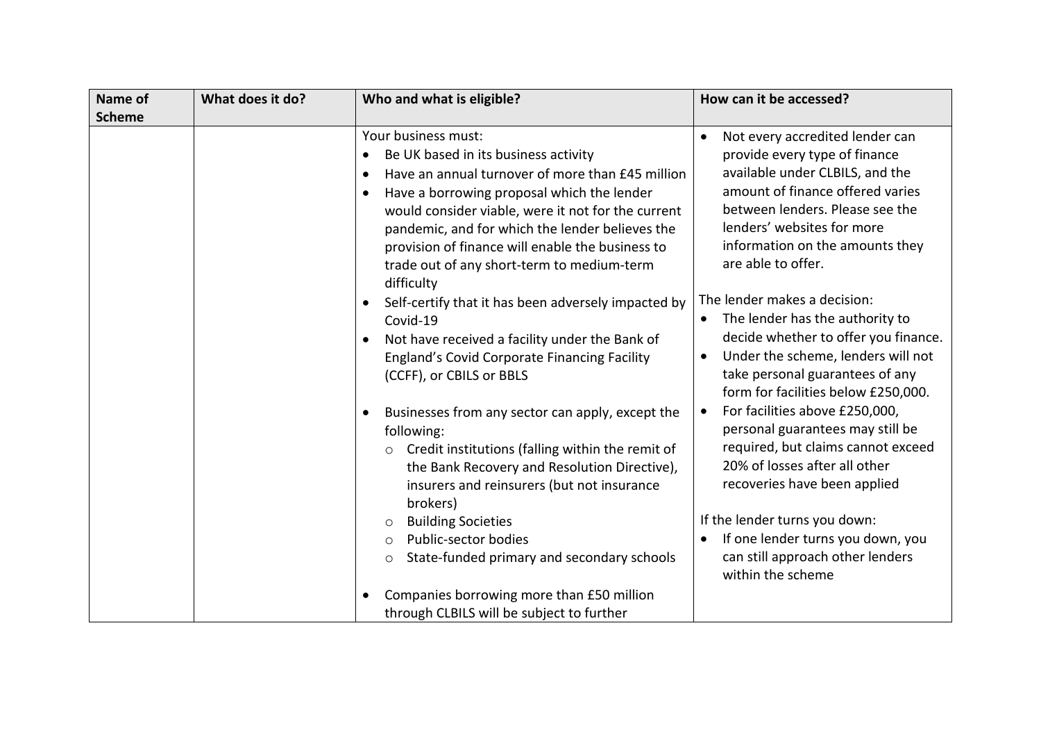| Name of Scheme | What does it do? | Who and what is eligible? | How can it be accessed? |
| --- | --- | --- | --- |
| | | Your business must:<br>• Be UK based in its business activity<br>• Have an annual turnover of more than £45 million<br>• Have a borrowing proposal which the lender would consider viable, were it not for the current pandemic, and for which the lender believes the provision of finance will enable the business to trade out of any short-term to medium-term difficulty<br>• Self-certify that it has been adversely impacted by Covid-19<br>• Not have received a facility under the Bank of England's Covid Corporate Financing Facility (CCFF), or CBILS or BBLS<br><br>• Businesses from any sector can apply, except the following:<br>  ○ Credit institutions (falling within the remit of the Bank Recovery and Resolution Directive), insurers and reinsurers (but not insurance brokers)<br>  ○ Building Societies<br>  ○ Public-sector bodies<br>  ○ State-funded primary and secondary schools<br><br>• Companies borrowing more than £50 million through CLBILS will be subject to further | • Not every accredited lender can provide every type of finance available under CLBILS, and the amount of finance offered varies between lenders. Please see the lenders' websites for more information on the amounts they are able to offer.<br><br>The lender makes a decision:<br>• The lender has the authority to decide whether to offer you finance.<br>• Under the scheme, lenders will not take personal guarantees of any form for facilities below £250,000.<br>• For facilities above £250,000, personal guarantees may still be required, but claims cannot exceed 20% of losses after all other recoveries have been applied<br><br>If the lender turns you down:<br>• If one lender turns you down, you can still approach other lenders within the scheme |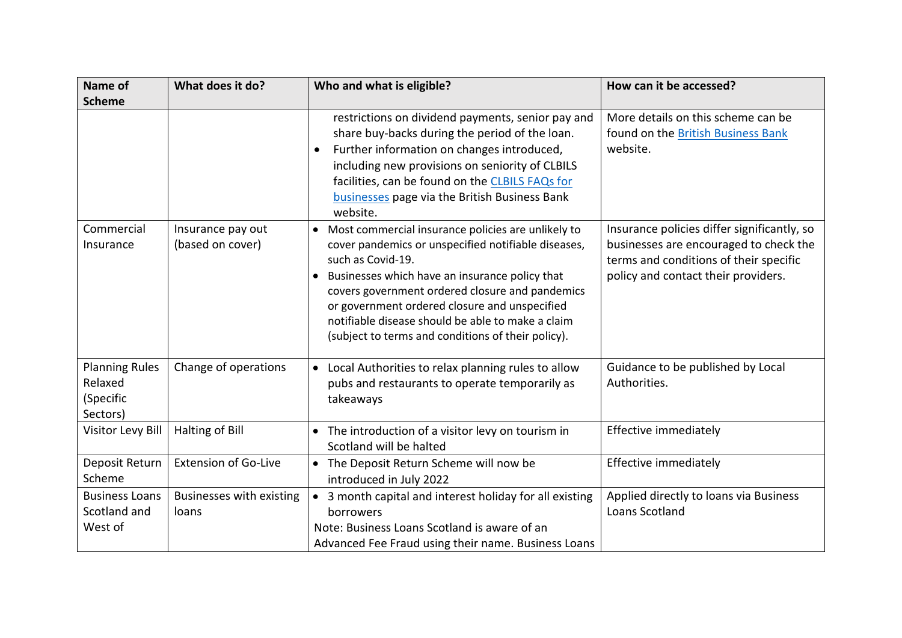| Name of Scheme | What does it do? | Who and what is eligible? | How can it be accessed? |
|---|---|---|---|
| | | restrictions on dividend payments, senior pay and share buy-backs during the period of the loan.<br>• Further information on changes introduced, including new provisions on seniority of CLBILS facilities, can be found on the [CLBILS FAQs for businesses]() page via the British Business Bank website. | More details on this scheme can be found on the [British Business Bank]() website. |
| Commercial Insurance | Insurance pay out (based on cover) | • Most commercial insurance policies are unlikely to cover pandemics or unspecified notifiable diseases, such as Covid-19.<br>• Businesses which have an insurance policy that covers government ordered closure and pandemics or government ordered closure and unspecified notifiable disease should be able to make a claim (subject to terms and conditions of their policy). | Insurance policies differ significantly, so businesses are encouraged to check the terms and conditions of their specific policy and contact their providers. |
| Planning Rules Relaxed (Specific Sectors) | Change of operations | • Local Authorities to relax planning rules to allow pubs and restaurants to operate temporarily as takeaways | Guidance to be published by Local Authorities. |
| Visitor Levy Bill | Halting of Bill | • The introduction of a visitor levy on tourism in Scotland will be halted | Effective immediately |
| Deposit Return Scheme | Extension of Go-Live | • The Deposit Return Scheme will now be introduced in July 2022 | Effective immediately |
| Business Loans Scotland and West of | Businesses with existing loans | • 3 month capital and interest holiday for all existing borrowers<br>Note: Business Loans Scotland is aware of an Advanced Fee Fraud using their name. Business Loans | Applied directly to loans via Business Loans Scotland |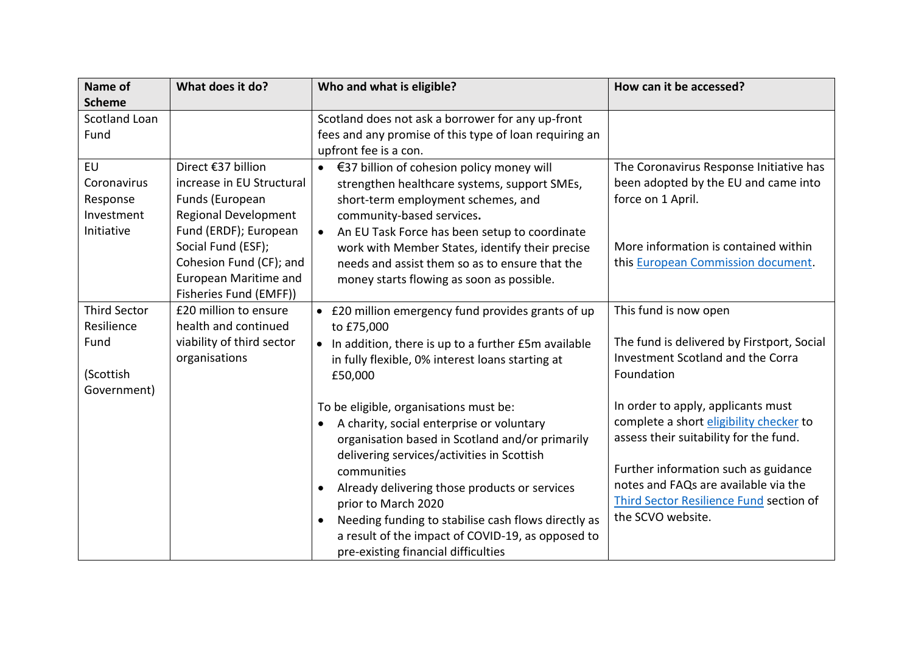| Name of Scheme | What does it do? | Who and what is eligible? | How can it be accessed? |
|---|---|---|---|
| Scotland Loan Fund | | Scotland does not ask a borrower for any up-front fees and any promise of this type of loan requiring an upfront fee is a con. | |
| EU Coronavirus Response Investment Initiative | Direct €37 billion increase in EU Structural Funds (European Regional Development Fund (ERDF); European Social Fund (ESF); Cohesion Fund (CF); and European Maritime and Fisheries Fund (EMFF)) | • €37 billion of cohesion policy money will strengthen healthcare systems, support SMEs, short-term employment schemes, and community-based services.<br>• An EU Task Force has been setup to coordinate work with Member States, identify their precise needs and assist them so as to ensure that the money starts flowing as soon as possible. | The Coronavirus Response Initiative has been adopted by the EU and came into force on 1 April.<br><br>More information is contained within this European Commission document. |
| Third Sector Resilience Fund<br><br>(Scottish Government) | £20 million to ensure health and continued viability of third sector organisations | • £20 million emergency fund provides grants of up to £75,000<br>• In addition, there is up to a further £5m available in fully flexible, 0% interest loans starting at £50,000<br><br>To be eligible, organisations must be:<br>• A charity, social enterprise or voluntary organisation based in Scotland and/or primarily delivering services/activities in Scottish communities<br>• Already delivering those products or services prior to March 2020<br>• Needing funding to stabilise cash flows directly as a result of the impact of COVID-19, as opposed to pre-existing financial difficulties | This fund is now open<br><br>The fund is delivered by Firstport, Social Investment Scotland and the Corra Foundation<br><br>In order to apply, applicants must complete a short eligibility checker to assess their suitability for the fund.<br><br>Further information such as guidance notes and FAQs are available via the Third Sector Resilience Fund section of the SCVO website. |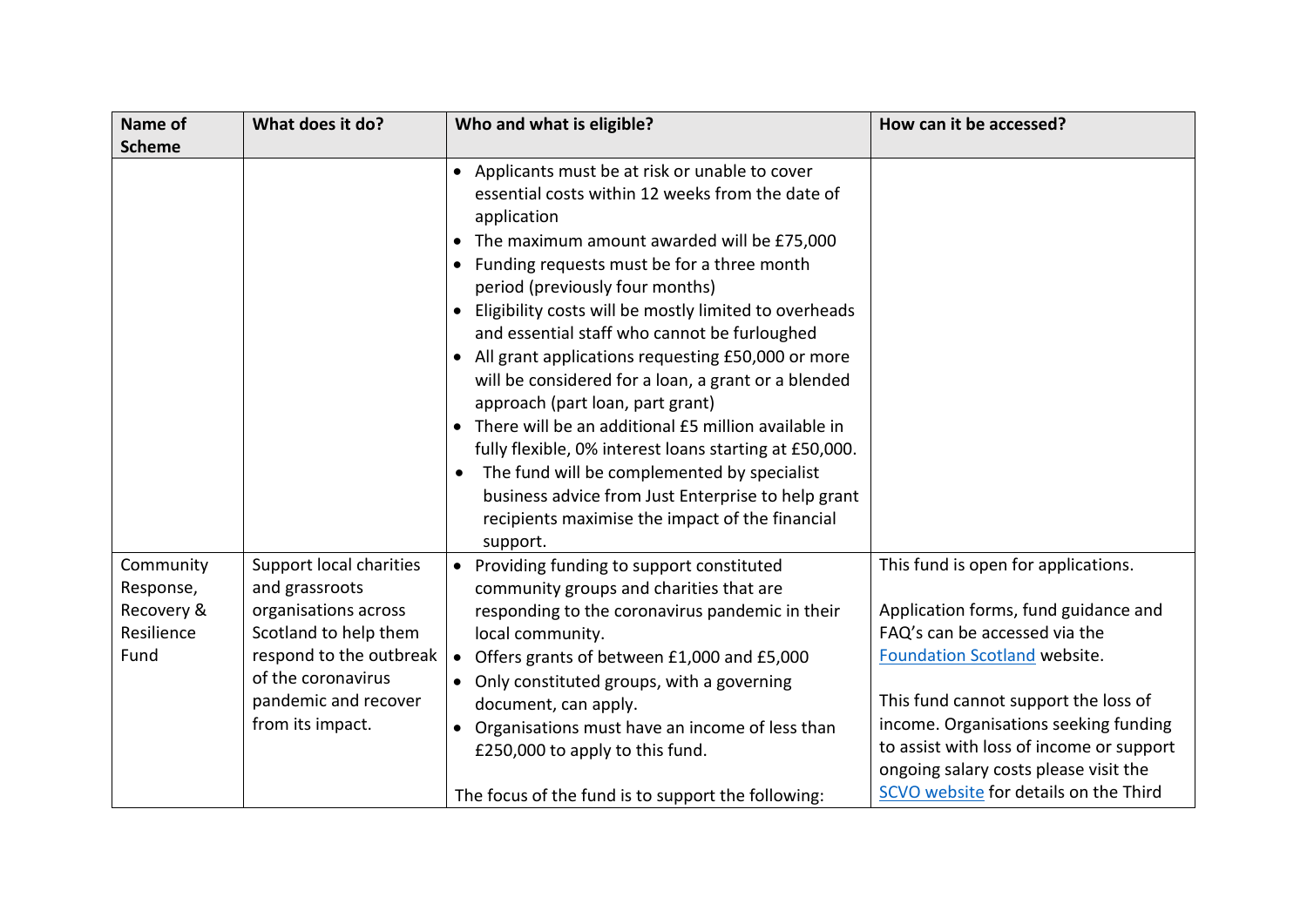| Name of Scheme | What does it do? | Who and what is eligible? | How can it be accessed? |
|---|---|---|---|
| | | • Applicants must be at risk or unable to cover essential costs within 12 weeks from the date of application<br>• The maximum amount awarded will be £75,000<br>• Funding requests must be for a three month period (previously four months)<br>• Eligibility costs will be mostly limited to overheads and essential staff who cannot be furloughed<br>• All grant applications requesting £50,000 or more will be considered for a loan, a grant or a blended approach (part loan, part grant)<br>• There will be an additional £5 million available in fully flexible, 0% interest loans starting at £50,000.<br>• The fund will be complemented by specialist business advice from Just Enterprise to help grant recipients maximise the impact of the financial support. | |
| Community Response, Recovery & Resilience Fund | Support local charities and grassroots organisations across Scotland to help them respond to the outbreak of the coronavirus pandemic and recover from its impact. | • Providing funding to support constituted community groups and charities that are responding to the coronavirus pandemic in their local community.<br>• Offers grants of between £1,000 and £5,000<br>• Only constituted groups, with a governing document, can apply.<br>• Organisations must have an income of less than £250,000 to apply to this fund.<br><br>The focus of the fund is to support the following: | This fund is open for applications.<br><br>Application forms, fund guidance and FAQ's can be accessed via the Foundation Scotland website.<br><br>This fund cannot support the loss of income. Organisations seeking funding to assist with loss of income or support ongoing salary costs please visit the SCVO website for details on the Third |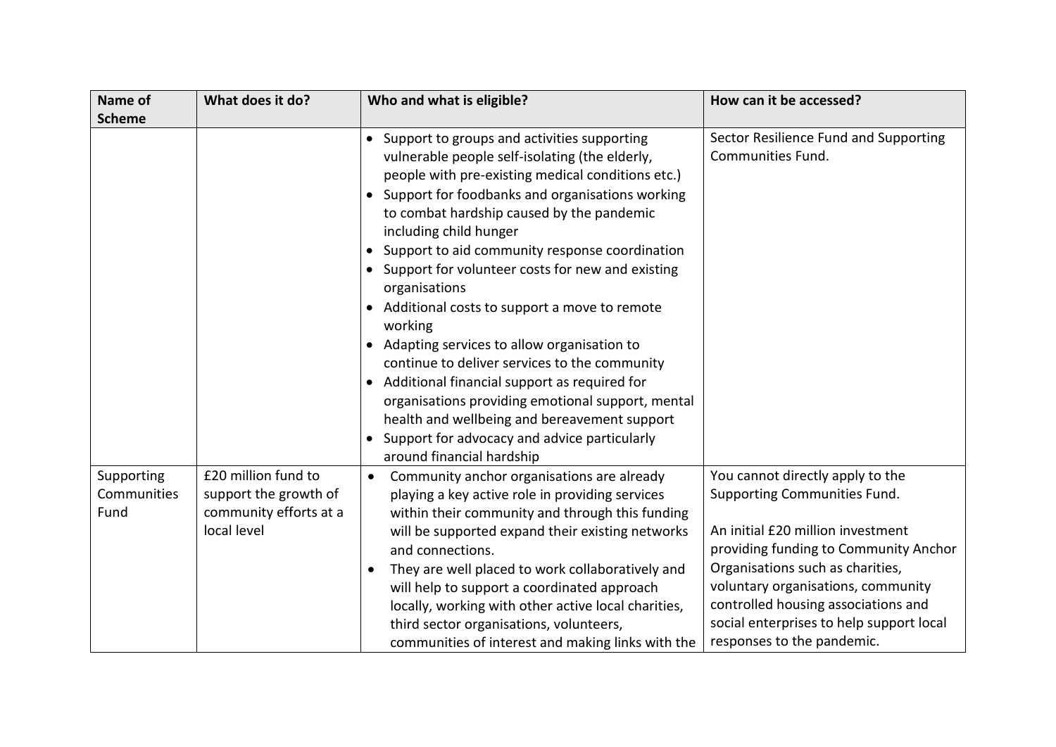| Name of Scheme | What does it do? | Who and what is eligible? | How can it be accessed? |
|---|---|---|---|
| | | • Support to groups and activities supporting vulnerable people self-isolating (the elderly, people with pre-existing medical conditions etc.)<br>• Support for foodbanks and organisations working to combat hardship caused by the pandemic including child hunger<br>• Support to aid community response coordination<br>• Support for volunteer costs for new and existing organisations<br>• Additional costs to support a move to remote working<br>• Adapting services to allow organisation to continue to deliver services to the community<br>• Additional financial support as required for organisations providing emotional support, mental health and wellbeing and bereavement support<br>• Support for advocacy and advice particularly around financial hardship | Sector Resilience Fund and Supporting Communities Fund. |
| Supporting Communities Fund | £20 million fund to support the growth of community efforts at a local level | • Community anchor organisations are already playing a key active role in providing services within their community and through this funding will be supported expand their existing networks and connections.<br>• They are well placed to work collaboratively and will help to support a coordinated approach locally, working with other active local charities, third sector organisations, volunteers, communities of interest and making links with the | You cannot directly apply to the Supporting Communities Fund.<br><br>An initial £20 million investment providing funding to Community Anchor Organisations such as charities, voluntary organisations, community controlled housing associations and social enterprises to help support local responses to the pandemic. |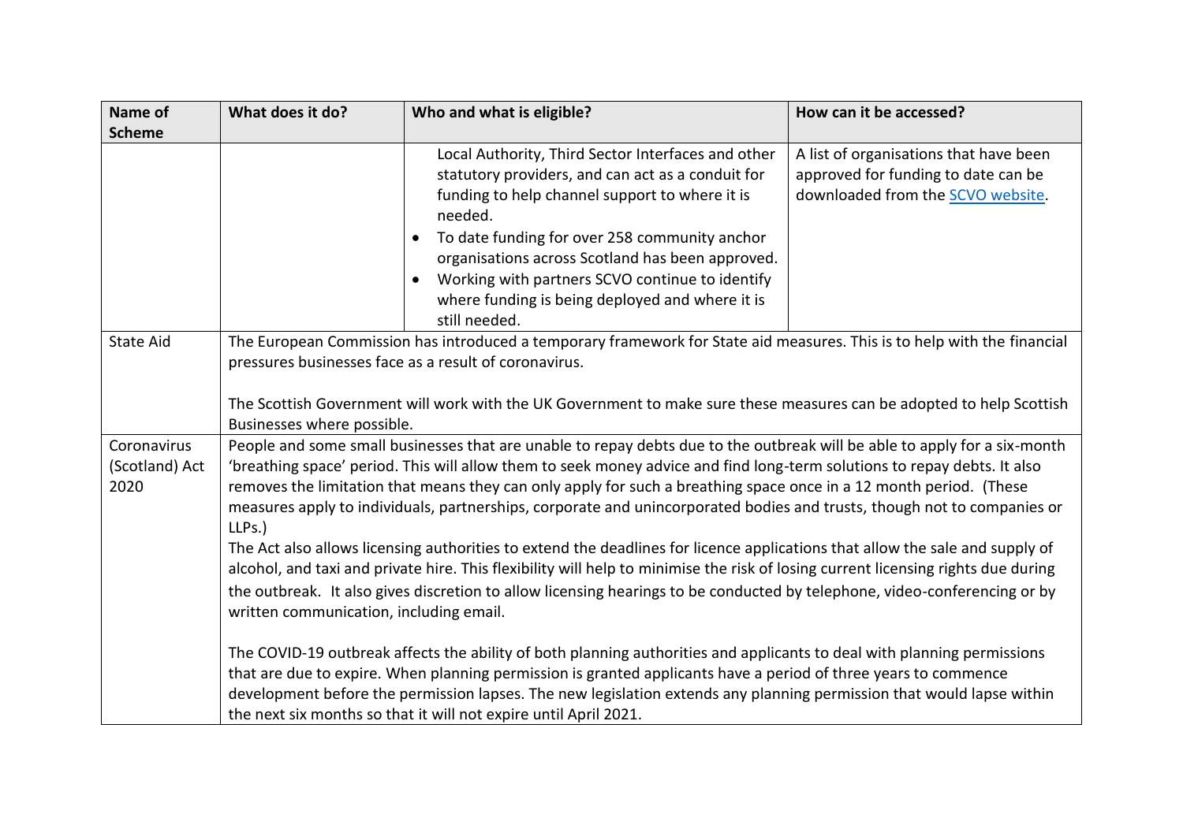| Name of Scheme | What does it do? | Who and what is eligible? | How can it be accessed? |
|---|---|---|---|
| | | Local Authority, Third Sector Interfaces and other statutory providers, and can act as a conduit for funding to help channel support to where it is needed.<br>• To date funding for over 258 community anchor organisations across Scotland has been approved.<br>• Working with partners SCVO continue to identify where funding is being deployed and where it is still needed. | A list of organisations that have been approved for funding to date can be downloaded from the [SCVO website](). |
| State Aid | The European Commission has introduced a temporary framework for State aid measures. This is to help with the financial pressures businesses face as a result of coronavirus.<br><br>The Scottish Government will work with the UK Government to make sure these measures can be adopted to help Scottish Businesses where possible. | | |
| Coronavirus (Scotland) Act 2020 | People and some small businesses that are unable to repay debts due to the outbreak will be able to apply for a six-month 'breathing space' period. This will allow them to seek money advice and find long-term solutions to repay debts. It also removes the limitation that means they can only apply for such a breathing space once in a 12 month period. (These measures apply to individuals, partnerships, corporate and unincorporated bodies and trusts, though not to companies or LLPs.)<br>The Act also allows licensing authorities to extend the deadlines for licence applications that allow the sale and supply of alcohol, and taxi and private hire. This flexibility will help to minimise the risk of losing current licensing rights due during the outbreak. It also gives discretion to allow licensing hearings to be conducted by telephone, video-conferencing or by written communication, including email.<br><br>The COVID-19 outbreak affects the ability of both planning authorities and applicants to deal with planning permissions that are due to expire. When planning permission is granted applicants have a period of three years to commence development before the permission lapses. The new legislation extends any planning permission that would lapse within the next six months so that it will not expire until April 2021. | | |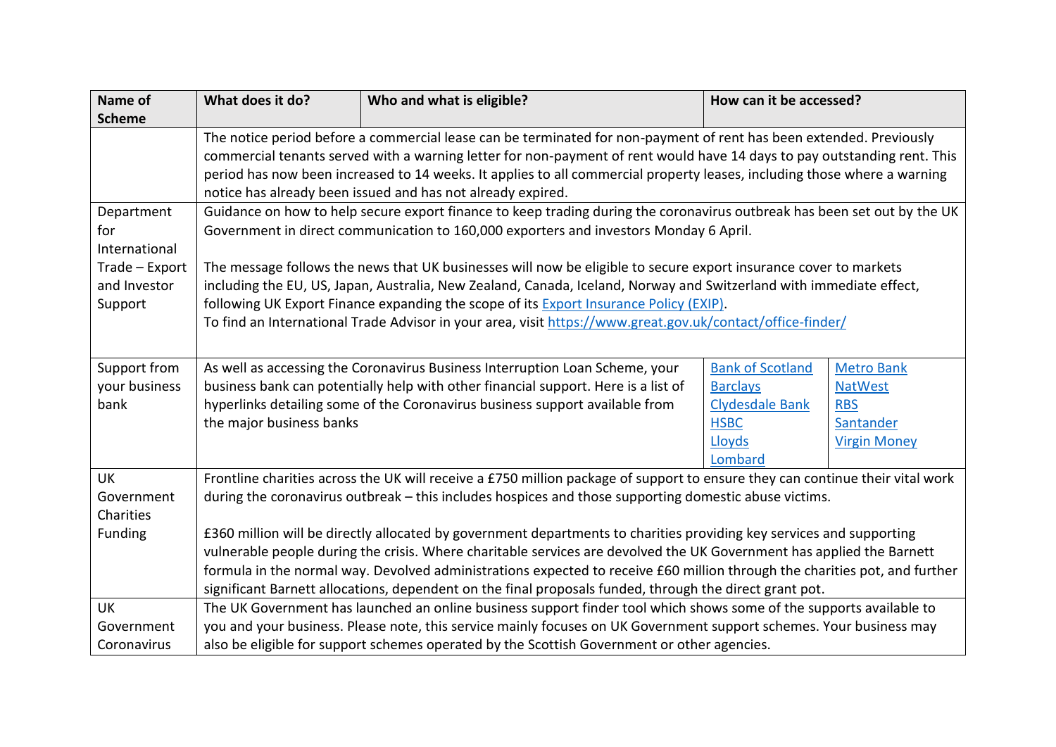| Name of Scheme | What does it do? | Who and what is eligible? | How can it be accessed? | |
|---|---|---|---|---|
| | The notice period before a commercial lease can be terminated for non-payment of rent has been extended. Previously commercial tenants served with a warning letter for non-payment of rent would have 14 days to pay outstanding rent. This period has now been increased to 14 weeks. It applies to all commercial property leases, including those where a warning notice has already been issued and has not already expired. | | | |
| Department for International Trade – Export and Investor Support | Guidance on how to help secure export finance to keep trading during the coronavirus outbreak has been set out by the UK Government in direct communication to 160,000 exporters and investors Monday 6 April.<br><br>The message follows the news that UK businesses will now be eligible to secure export insurance cover to markets including the EU, US, Japan, Australia, New Zealand, Canada, Iceland, Norway and Switzerland with immediate effect, following UK Export Finance expanding the scope of its [Export Insurance Policy (EXIP)](). To find an International Trade Advisor in your area, visit https://www.great.gov.uk/contact/office-finder/ | | | |
| Support from your business bank | As well as accessing the Coronavirus Business Interruption Loan Scheme, your business bank can potentially help with other financial support. Here is a list of hyperlinks detailing some of the Coronavirus business support available from the major business banks | | Bank of Scotland<br>Barclays<br>Clydesdale Bank<br>HSBC<br>Lloyds<br>Lombard | Metro Bank<br>NatWest<br>RBS<br>Santander<br>Virgin Money |
| UK Government Charities Funding | Frontline charities across the UK will receive a £750 million package of support to ensure they can continue their vital work during the coronavirus outbreak – this includes hospices and those supporting domestic abuse victims.<br><br>£360 million will be directly allocated by government departments to charities providing key services and supporting vulnerable people during the crisis. Where charitable services are devolved the UK Government has applied the Barnett formula in the normal way. Devolved administrations expected to receive £60 million through the charities pot, and further significant Barnett allocations, dependent on the final proposals funded, through the direct grant pot. | | | |
| UK Government Coronavirus | The UK Government has launched an online business support finder tool which shows some of the supports available to you and your business. Please note, this service mainly focuses on UK Government support schemes. Your business may also be eligible for support schemes operated by the Scottish Government or other agencies. | | | |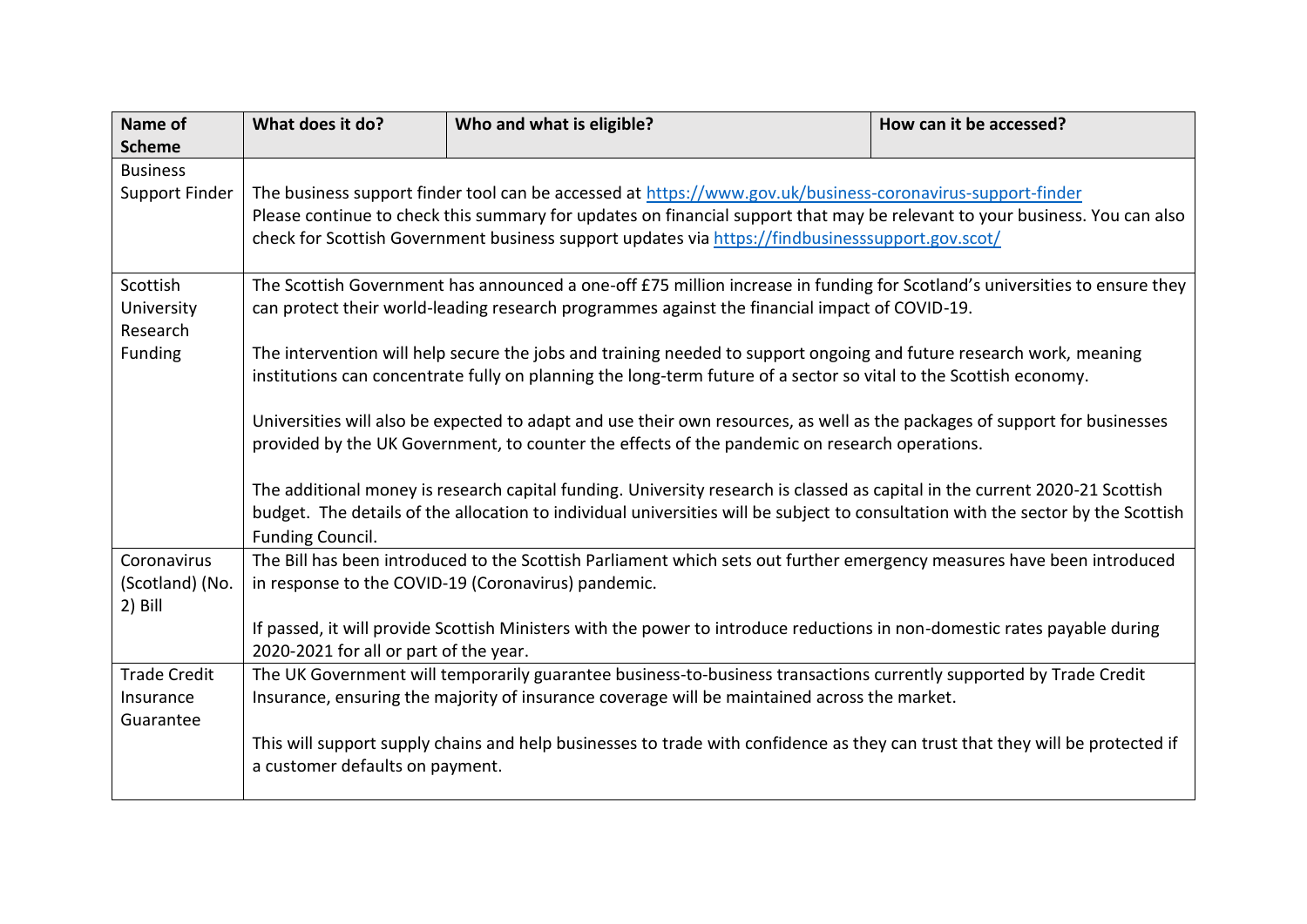| Name of Scheme | What does it do? | Who and what is eligible? | How can it be accessed? |
|---|---|---|---|
| Business Support Finder | The business support finder tool can be accessed at https://www.gov.uk/business-coronavirus-support-finder<br>Please continue to check this summary for updates on financial support that may be relevant to your business. You can also check for Scottish Government business support updates via https://findbusinesssupport.gov.scot/ | | |
| Scottish University Research Funding | The Scottish Government has announced a one-off £75 million increase in funding for Scotland's universities to ensure they can protect their world-leading research programmes against the financial impact of COVID-19.<br><br>The intervention will help secure the jobs and training needed to support ongoing and future research work, meaning institutions can concentrate fully on planning the long-term future of a sector so vital to the Scottish economy.<br><br>Universities will also be expected to adapt and use their own resources, as well as the packages of support for businesses provided by the UK Government, to counter the effects of the pandemic on research operations.<br><br>The additional money is research capital funding. University research is classed as capital in the current 2020-21 Scottish budget. The details of the allocation to individual universities will be subject to consultation with the sector by the Scottish Funding Council. | | |
| Coronavirus (Scotland) (No. 2) Bill | The Bill has been introduced to the Scottish Parliament which sets out further emergency measures have been introduced in response to the COVID-19 (Coronavirus) pandemic.<br><br>If passed, it will provide Scottish Ministers with the power to introduce reductions in non-domestic rates payable during 2020-2021 for all or part of the year. | | |
| Trade Credit Insurance Guarantee | The UK Government will temporarily guarantee business-to-business transactions currently supported by Trade Credit Insurance, ensuring the majority of insurance coverage will be maintained across the market.<br><br>This will support supply chains and help businesses to trade with confidence as they can trust that they will be protected if a customer defaults on payment. | | |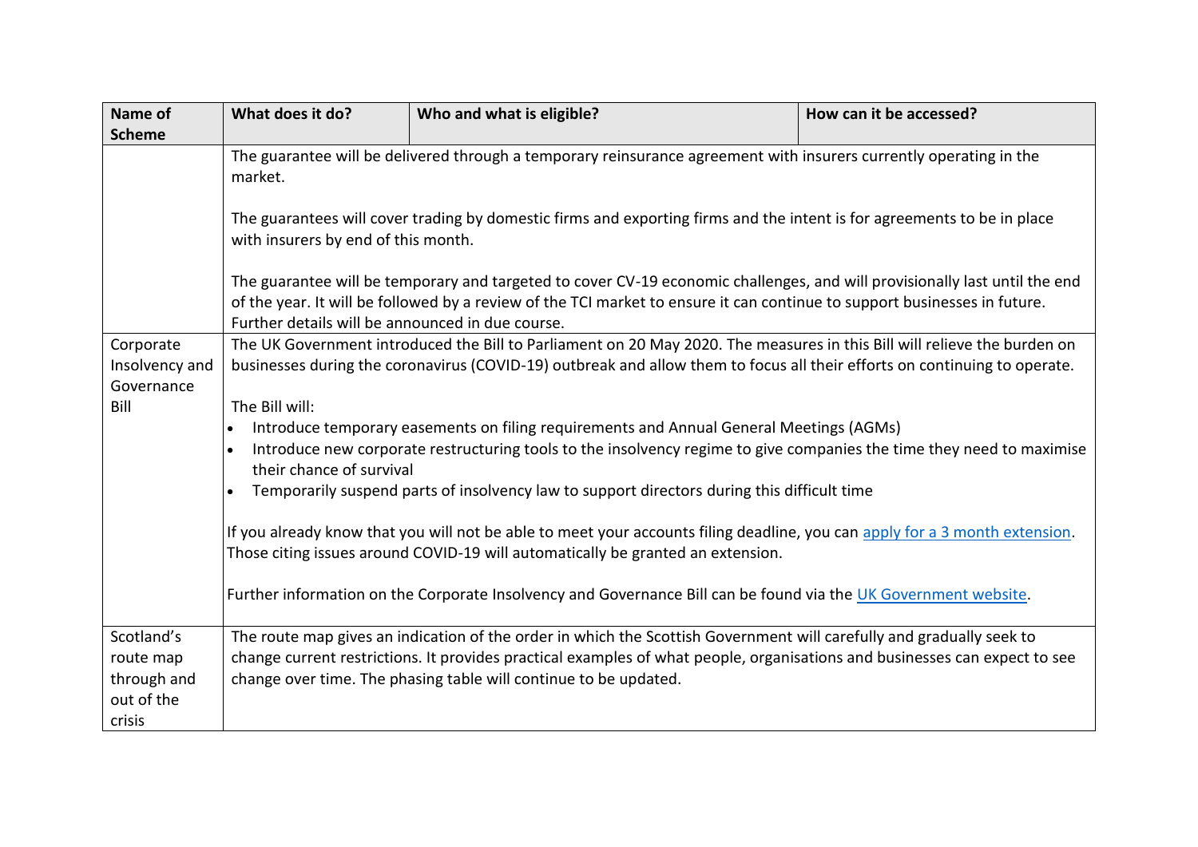| Name of Scheme | What does it do? | Who and what is eligible? | How can it be accessed? |
| --- | --- | --- | --- |
| | The guarantee will be delivered through a temporary reinsurance agreement with insurers currently operating in the market.<br><br>The guarantees will cover trading by domestic firms and exporting firms and the intent is for agreements to be in place with insurers by end of this month.<br><br>The guarantee will be temporary and targeted to cover CV-19 economic challenges, and will provisionally last until the end of the year. It will be followed by a review of the TCI market to ensure it can continue to support businesses in future. Further details will be announced in due course. | | |
| Corporate Insolvency and Governance Bill | The UK Government introduced the Bill to Parliament on 20 May 2020. The measures in this Bill will relieve the burden on businesses during the coronavirus (COVID-19) outbreak and allow them to focus all their efforts on continuing to operate.<br><br>The Bill will:<br>• Introduce temporary easements on filing requirements and Annual General Meetings (AGMs)<br>• Introduce new corporate restructuring tools to the insolvency regime to give companies the time they need to maximise their chance of survival<br>• Temporarily suspend parts of insolvency law to support directors during this difficult time<br><br>If you already know that you will not be able to meet your accounts filing deadline, you can apply for a 3 month extension. Those citing issues around COVID-19 will automatically be granted an extension.<br><br>Further information on the Corporate Insolvency and Governance Bill can be found via the UK Government website. | | |
| Scotland's route map through and out of the crisis | The route map gives an indication of the order in which the Scottish Government will carefully and gradually seek to change current restrictions. It provides practical examples of what people, organisations and businesses can expect to see change over time. The phasing table will continue to be updated. | | |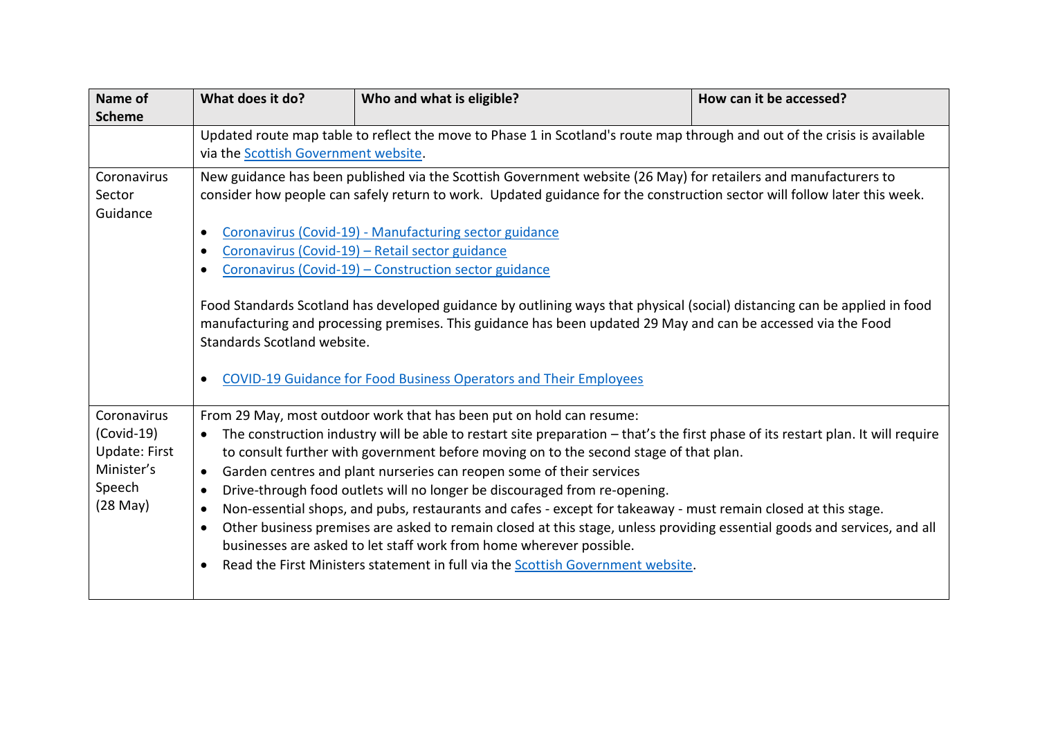| Name of Scheme | What does it do? | Who and what is eligible? | How can it be accessed? |
|---|---|---|---|
| | Updated route map table to reflect the move to Phase 1 in Scotland's route map through and out of the crisis is available via the Scottish Government website. | | |
| Coronavirus Sector Guidance | New guidance has been published via the Scottish Government website (26 May) for retailers and manufacturers to consider how people can safely return to work. Updated guidance for the construction sector will follow later this week.<br><br>• Coronavirus (Covid-19) - Manufacturing sector guidance<br>• Coronavirus (Covid-19) – Retail sector guidance<br>• Coronavirus (Covid-19) – Construction sector guidance<br><br>Food Standards Scotland has developed guidance by outlining ways that physical (social) distancing can be applied in food manufacturing and processing premises. This guidance has been updated 29 May and can be accessed via the Food Standards Scotland website.<br><br>• COVID-19 Guidance for Food Business Operators and Their Employees | | |
| Coronavirus (Covid-19) Update: First Minister's Speech (28 May) | From 29 May, most outdoor work that has been put on hold can resume:<br>• The construction industry will be able to restart site preparation – that's the first phase of its restart plan. It will require to consult further with government before moving on to the second stage of that plan.<br>• Garden centres and plant nurseries can reopen some of their services<br>• Drive-through food outlets will no longer be discouraged from re-opening.<br>• Non-essential shops, and pubs, restaurants and cafes - except for takeaway - must remain closed at this stage.<br>• Other business premises are asked to remain closed at this stage, unless providing essential goods and services, and all businesses are asked to let staff work from home wherever possible.<br>• Read the First Ministers statement in full via the Scottish Government website. | | |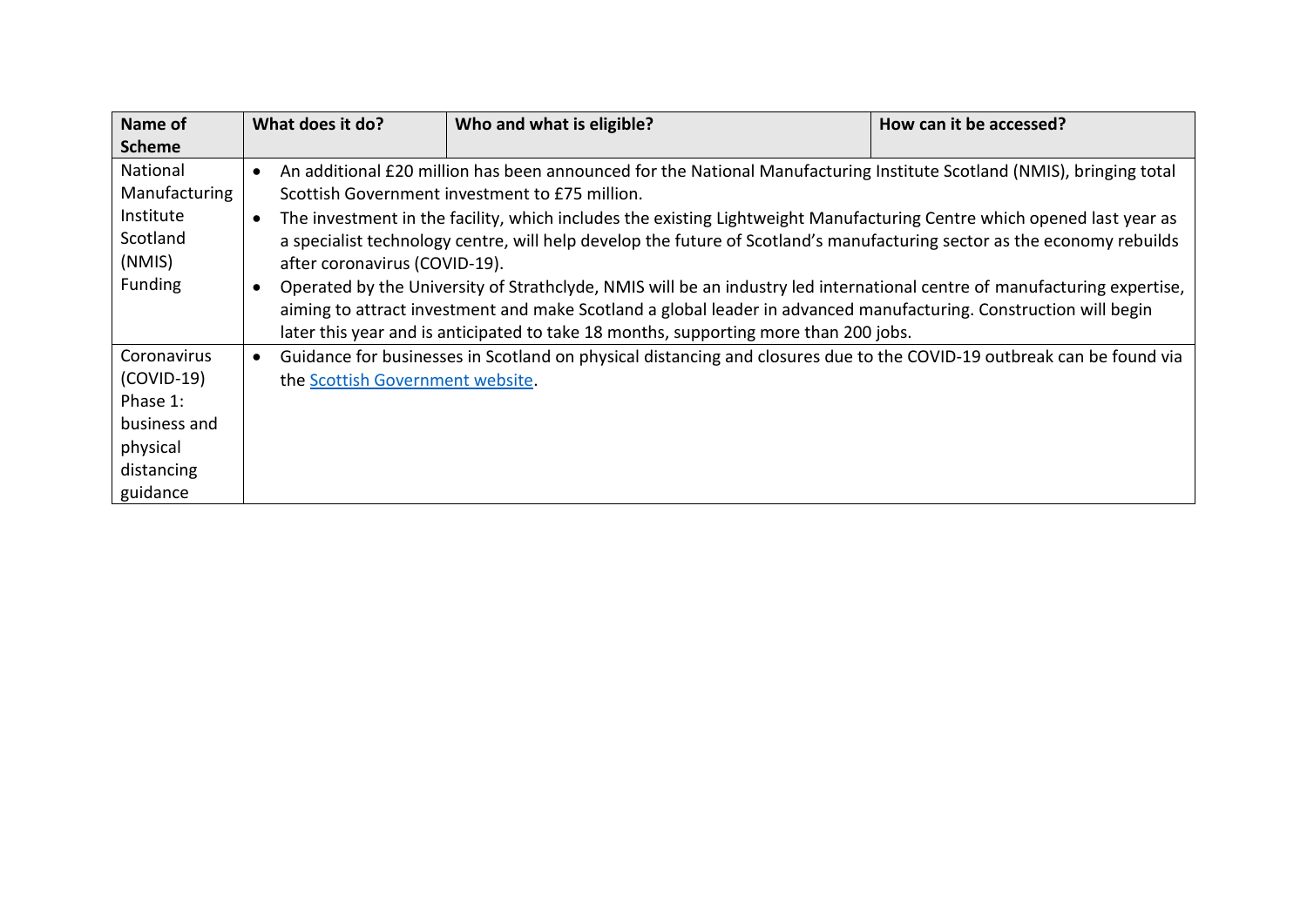| Name of Scheme | What does it do? | Who and what is eligible? | How can it be accessed? |
|---|---|---|---|
| National Manufacturing Institute Scotland (NMIS) Funding | • An additional £20 million has been announced for the National Manufacturing Institute Scotland (NMIS), bringing total Scottish Government investment to £75 million.<br>• The investment in the facility, which includes the existing Lightweight Manufacturing Centre which opened last year as a specialist technology centre, will help develop the future of Scotland's manufacturing sector as the economy rebuilds after coronavirus (COVID-19).<br>• Operated by the University of Strathclyde, NMIS will be an industry led international centre of manufacturing expertise, aiming to attract investment and make Scotland a global leader in advanced manufacturing. Construction will begin later this year and is anticipated to take 18 months, supporting more than 200 jobs. | | |
| Coronavirus (COVID-19) Phase 1: business and physical distancing guidance | • Guidance for businesses in Scotland on physical distancing and closures due to the COVID-19 outbreak can be found via the Scottish Government website. | | |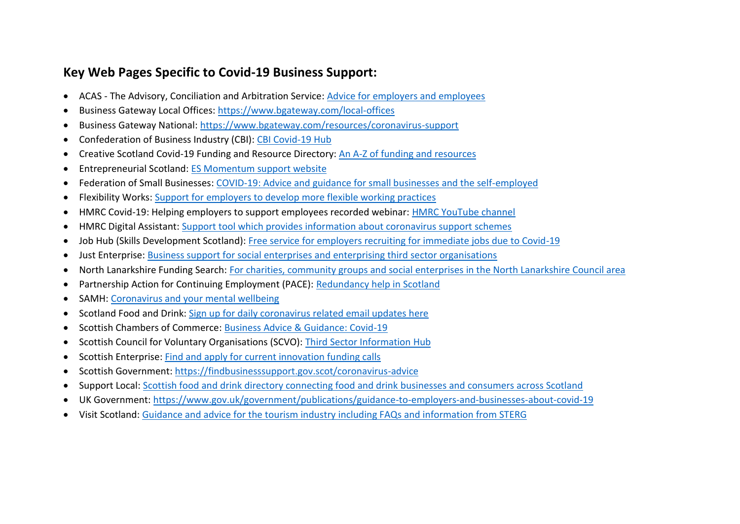## Key Web Pages Specific to Covid-19 Business Support:

- ACAS - The Advisory, Conciliation and Arbitration Service: Advice for employers and employees
- Business Gateway Local Offices: https://www.bgateway.com/local-offices
- Business Gateway National: https://www.bgateway.com/resources/coronavirus-support
- Confederation of Business Industry (CBI): CBI Covid-19 Hub
- Creative Scotland Covid-19 Funding and Resource Directory: An A-Z of funding and resources
- Entrepreneurial Scotland: ES Momentum support website
- Federation of Small Businesses: COVID-19: Advice and guidance for small businesses and the self-employed
- Flexibility Works: Support for employers to develop more flexible working practices
- HMRC Covid-19: Helping employers to support employees recorded webinar: HMRC YouTube channel
- HMRC Digital Assistant: Support tool which provides information about coronavirus support schemes
- Job Hub (Skills Development Scotland): Free service for employers recruiting for immediate jobs due to Covid-19
- Just Enterprise: Business support for social enterprises and enterprising third sector organisations
- North Lanarkshire Funding Search: For charities, community groups and social enterprises in the North Lanarkshire Council area
- Partnership Action for Continuing Employment (PACE): Redundancy help in Scotland
- SAMH: Coronavirus and your mental wellbeing
- Scotland Food and Drink: Sign up for daily coronavirus related email updates here
- Scottish Chambers of Commerce: Business Advice & Guidance: Covid-19
- Scottish Council for Voluntary Organisations (SCVO): Third Sector Information Hub
- Scottish Enterprise: Find and apply for current innovation funding calls
- Scottish Government: https://findbusinesssupport.gov.scot/coronavirus-advice
- Support Local: Scottish food and drink directory connecting food and drink businesses and consumers across Scotland
- UK Government: https://www.gov.uk/government/publications/guidance-to-employers-and-businesses-about-covid-19
- Visit Scotland: Guidance and advice for the tourism industry including FAQs and information from STERG